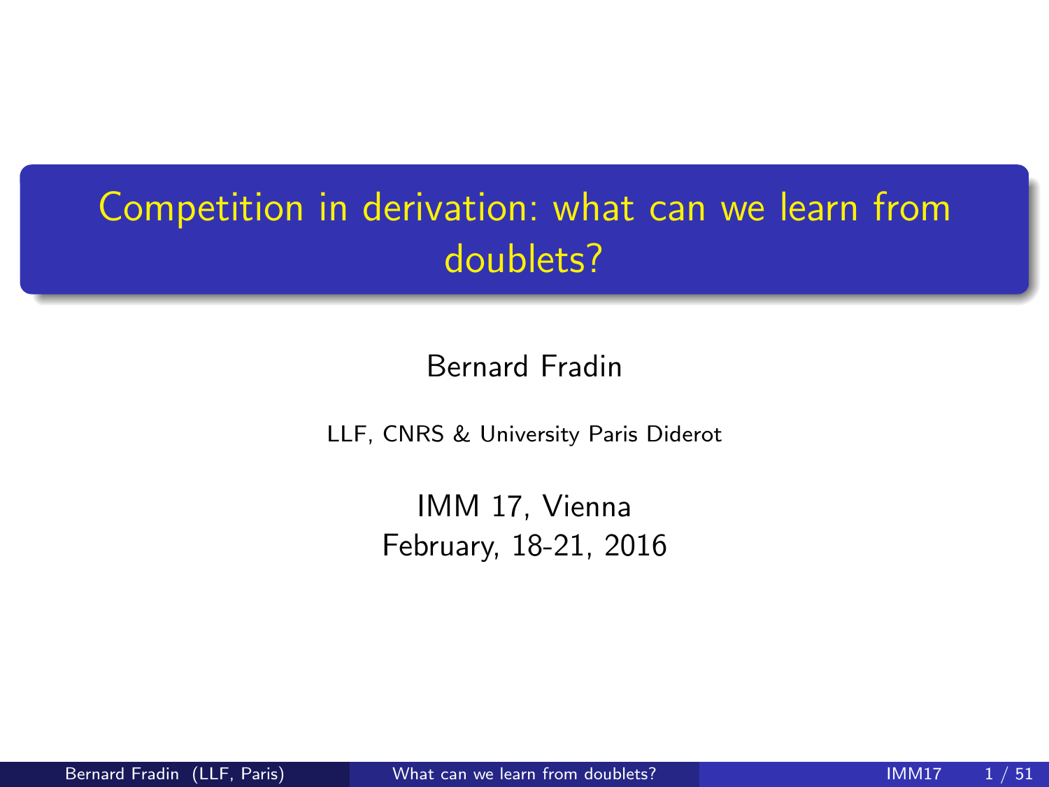# Competition in derivation: what can we learn from doublets?

Bernard Fradin

LLF, CNRS & University Paris Diderot

IMM 17, Vienna
February, 18-21, 2016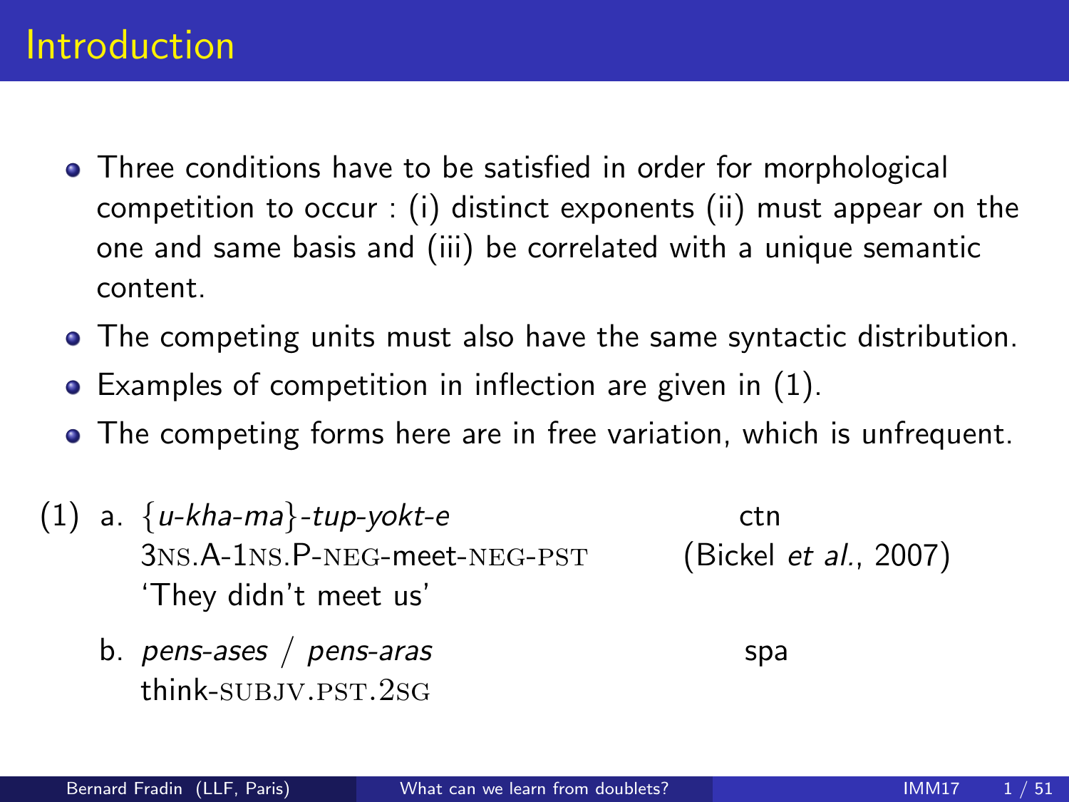# Introduction

- Three conditions have to be satisfied in order for morphological competition to occur : (i) distinct exponents (ii) must appear on the one and same basis and (iii) be correlated with a unique semantic content.
- The competing units must also have the same syntactic distribution.
- Examples of competition in inflection are given in (1).
- The competing forms here are in free variation, which is unfrequent.

(1) a. {*u-kha-ma*}*-tup-yokt-e* — ctn (Bickel *et al.*, 2007)
   3NS.A-1NS.P-NEG-meet-NEG-PST
   'They didn't meet us'

   b. *pens-ases* / *pens-aras* — spa
   think-SUBJV.PST.2SG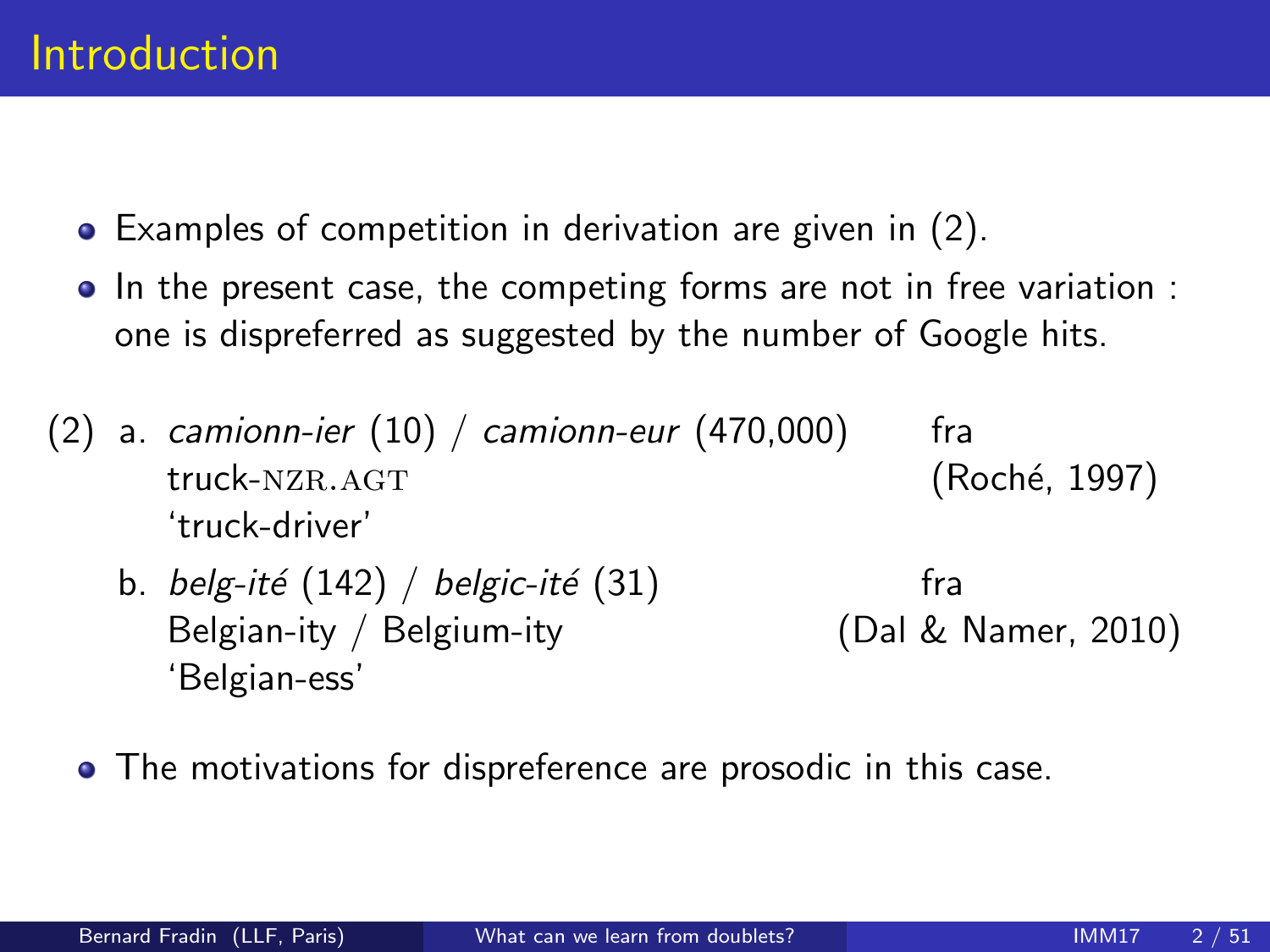# Introduction

- Examples of competition in derivation are given in (2).
- In the present case, the competing forms are not in free variation : one is dispreferred as suggested by the number of Google hits.

(2) a. *camionn-ier* (10) / *camionn-eur* (470,000) fra
  truck-NZR.AGT (Roché, 1997)
  'truck-driver'

  b. *belg-ité* (142) / *belgic-ité* (31) fra
  Belgian-ity / Belgium-ity (Dal & Namer, 2010)
  'Belgian-ess'

- The motivations for dispreference are prosodic in this case.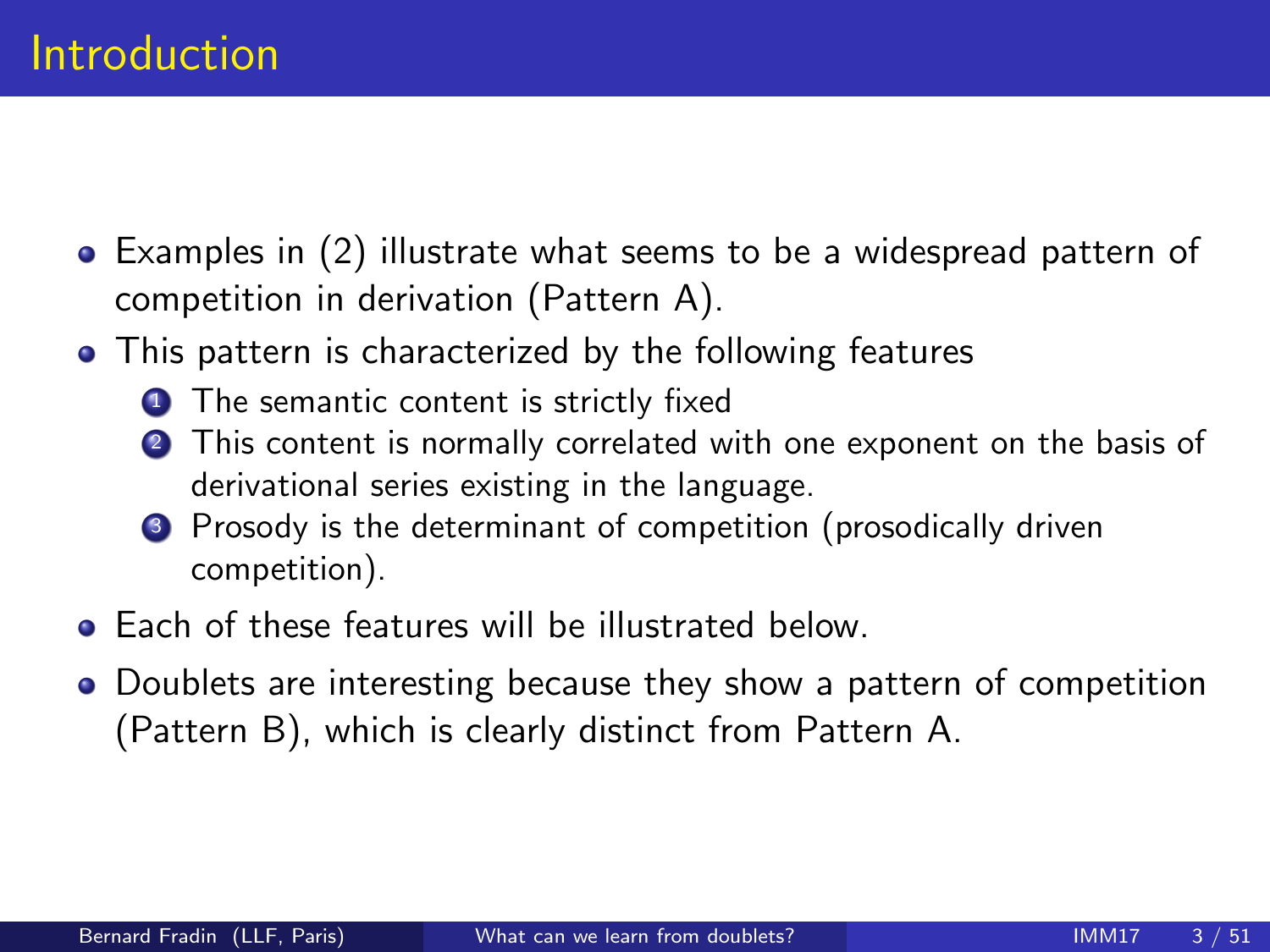# Introduction

- Examples in (2) illustrate what seems to be a widespread pattern of competition in derivation (Pattern A).
- This pattern is characterized by the following features
  1. The semantic content is strictly fixed
  2. This content is normally correlated with one exponent on the basis of derivational series existing in the language.
  3. Prosody is the determinant of competition (prosodically driven competition).
- Each of these features will be illustrated below.
- Doublets are interesting because they show a pattern of competition (Pattern B), which is clearly distinct from Pattern A.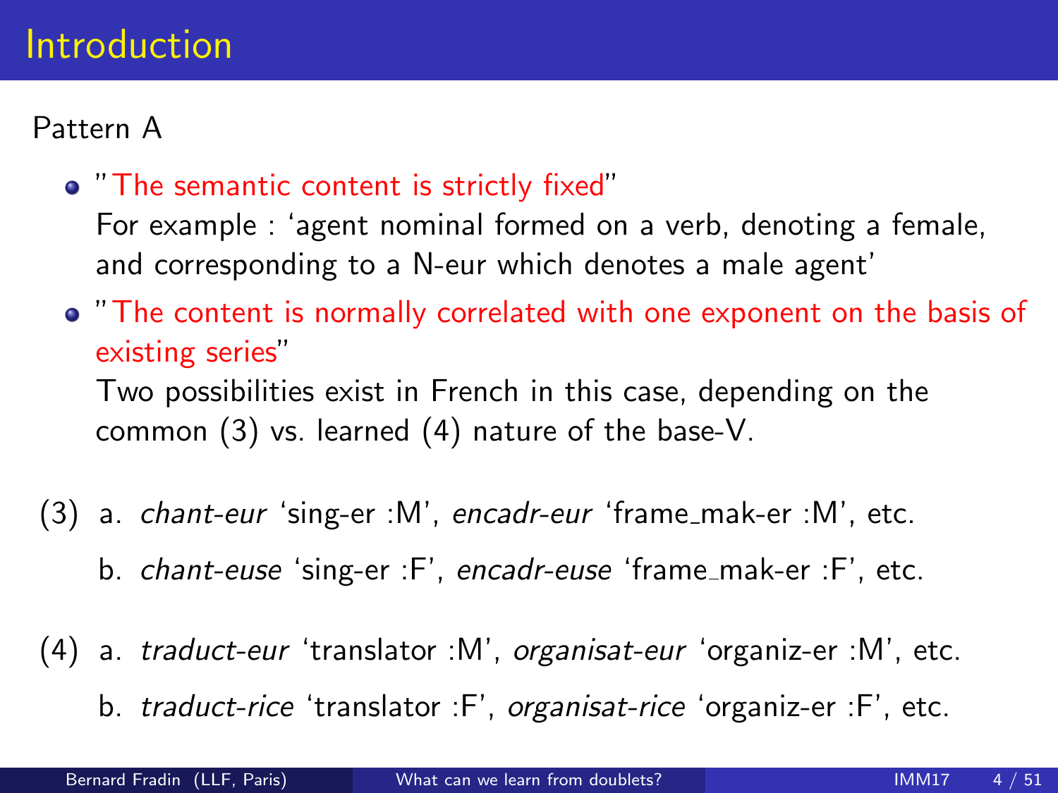# Introduction

Pattern A

- "The semantic content is strictly fixed"
  For example : 'agent nominal formed on a verb, denoting a female, and corresponding to a N-eur which denotes a male agent'
- "The content is normally correlated with one exponent on the basis of existing series"
  Two possibilities exist in French in this case, depending on the common (3) vs. learned (4) nature of the base-V.

(3) a. *chant-eur* 'sing-er :M', *encadr-eur* 'frame_mak-er :M', etc.

b. *chant-euse* 'sing-er :F', *encadr-euse* 'frame_mak-er :F', etc.

(4) a. *traduct-eur* 'translator :M', *organisat-eur* 'organiz-er :M', etc.

b. *traduct-rice* 'translator :F', *organisat-rice* 'organiz-er :F', etc.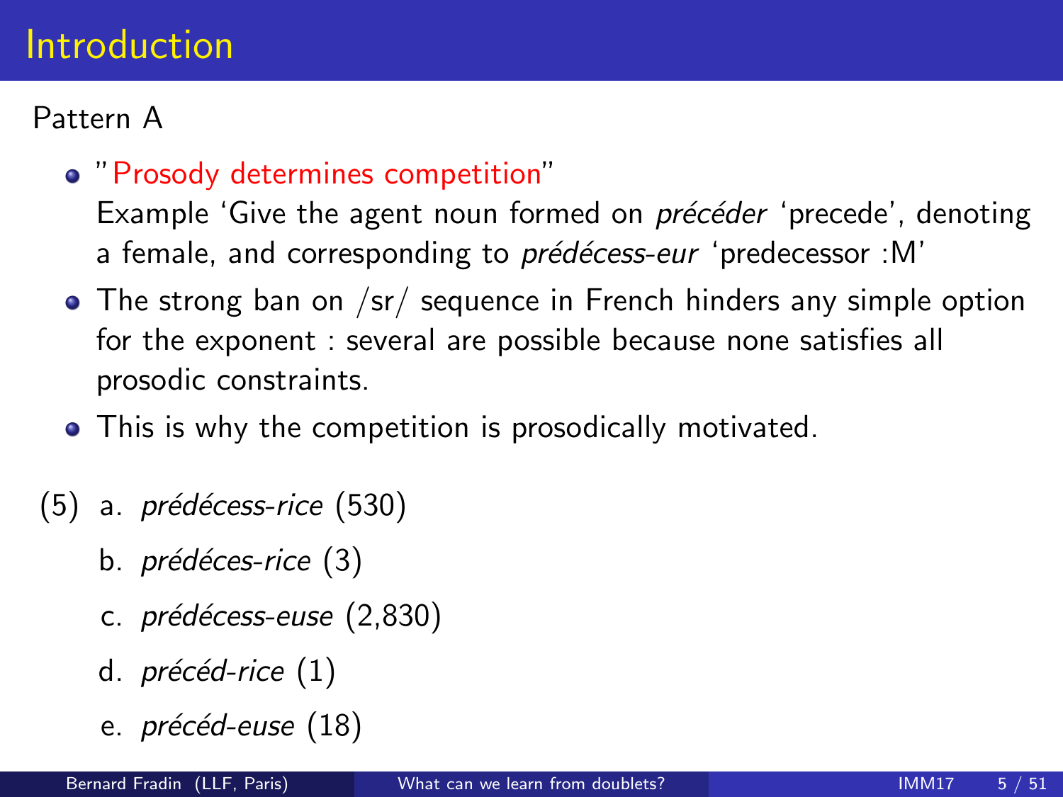# Introduction

Pattern A

- "Prosody determines competition"
  Example 'Give the agent noun formed on *précéder* 'precede', denoting a female, and corresponding to *prédécess-eur* 'predecessor :M'
- The strong ban on /sr/ sequence in French hinders any simple option for the exponent : several are possible because none satisfies all prosodic constraints.
- This is why the competition is prosodically motivated.

(5)
 a. *prédécess-rice* (530)
 b. *prédéces-rice* (3)
 c. *prédécess-euse* (2,830)
 d. *précéd-rice* (1)
 e. *précéd-euse* (18)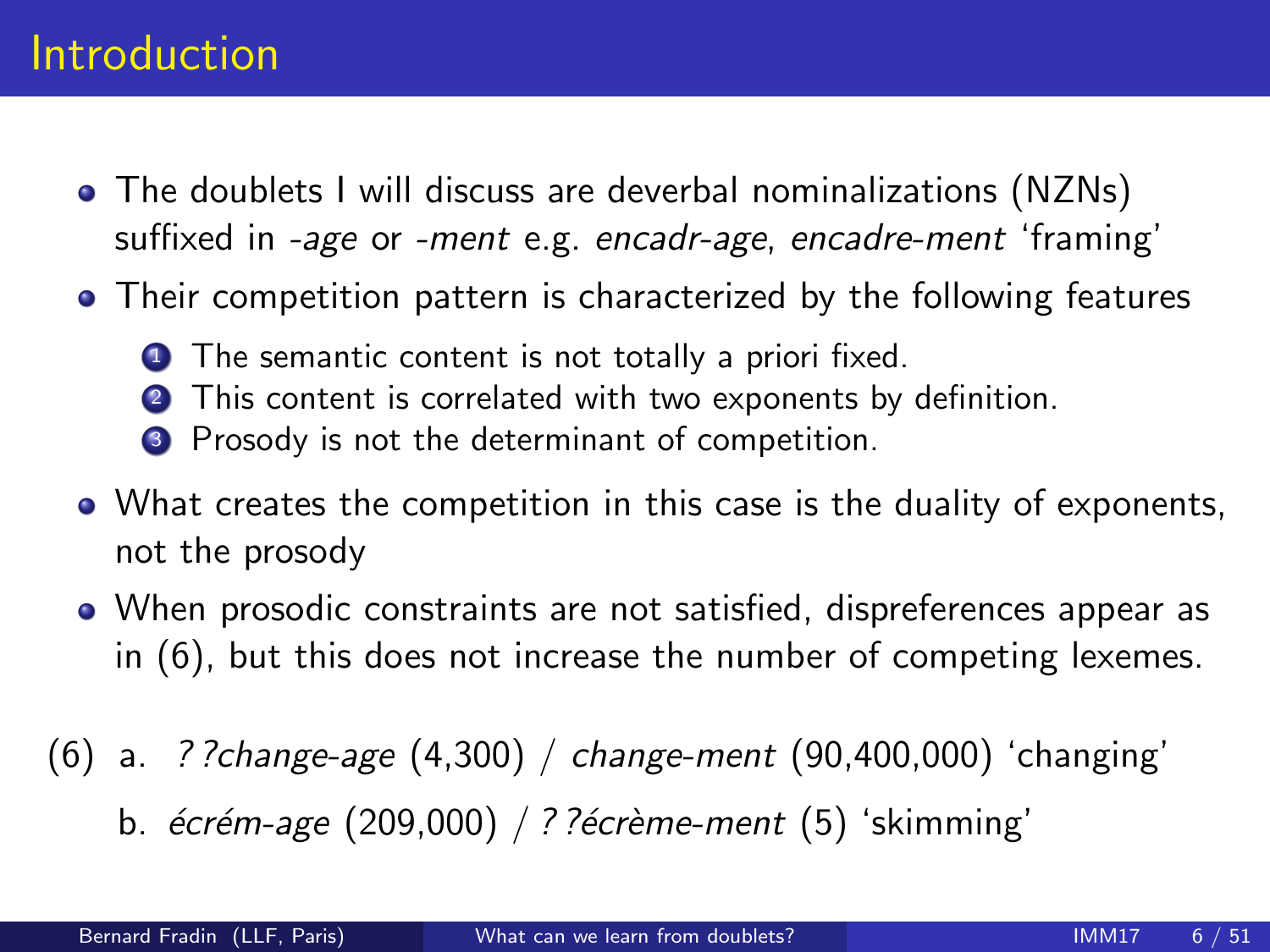# Introduction

- The doublets I will discuss are deverbal nominalizations (NZNs) suffixed in *-age* or *-ment* e.g. *encadr-age*, *encadre-ment* 'framing'
- Their competition pattern is characterized by the following features
  1. The semantic content is not totally a priori fixed.
  2. This content is correlated with two exponents by definition.
  3. Prosody is not the determinant of competition.
- What creates the competition in this case is the duality of exponents, not the prosody
- When prosodic constraints are not satisfied, dispreferences appear as in (6), but this does not increase the number of competing lexemes.

(6) a. *? ?change-age* (4,300) / *change-ment* (90,400,000) 'changing'

b. *écrém-age* (209,000) / *? ?écrème-ment* (5) 'skimming'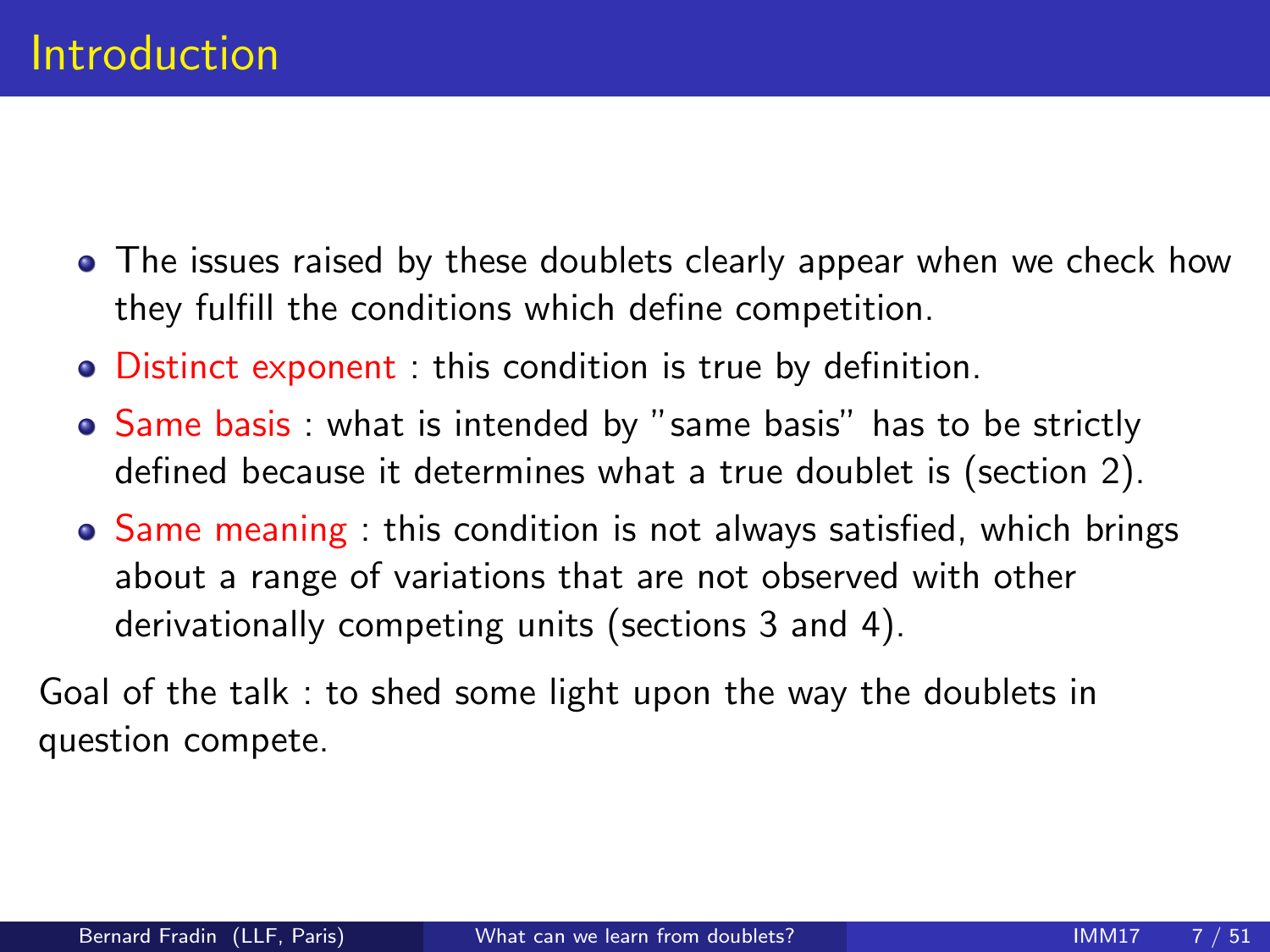# Introduction

- The issues raised by these doublets clearly appear when we check how they fulfill the conditions which define competition.
- Distinct exponent : this condition is true by definition.
- Same basis : what is intended by "same basis" has to be strictly defined because it determines what a true doublet is (section 2).
- Same meaning : this condition is not always satisfied, which brings about a range of variations that are not observed with other derivationally competing units (sections 3 and 4).

Goal of the talk : to shed some light upon the way the doublets in question compete.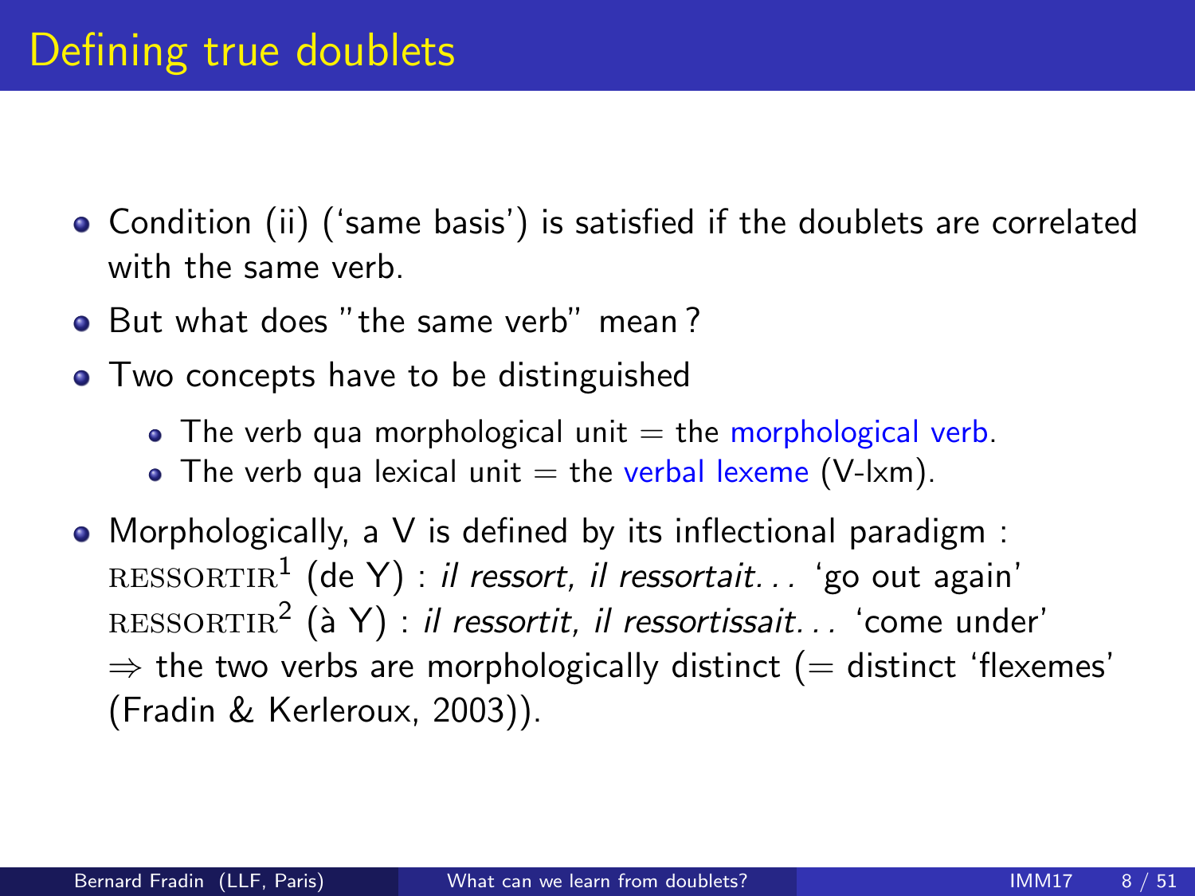# Defining true doublets

- Condition (ii) ('same basis') is satisfied if the doublets are correlated with the same verb.
- But what does "the same verb" mean ?
- Two concepts have to be distinguished
  - The verb qua morphological unit = the morphological verb.
  - The verb qua lexical unit = the verbal lexeme (V-lxm).
- Morphologically, a V is defined by its inflectional paradigm :
  RESSORTIR$^1$ (de Y) : *il ressort, il ressortait...* 'go out again'
  RESSORTIR$^2$ (à Y) : *il ressortit, il ressortissait...* 'come under'
  ⇒ the two verbs are morphologically distinct (= distinct 'flexemes' (Fradin & Kerleroux, 2003)).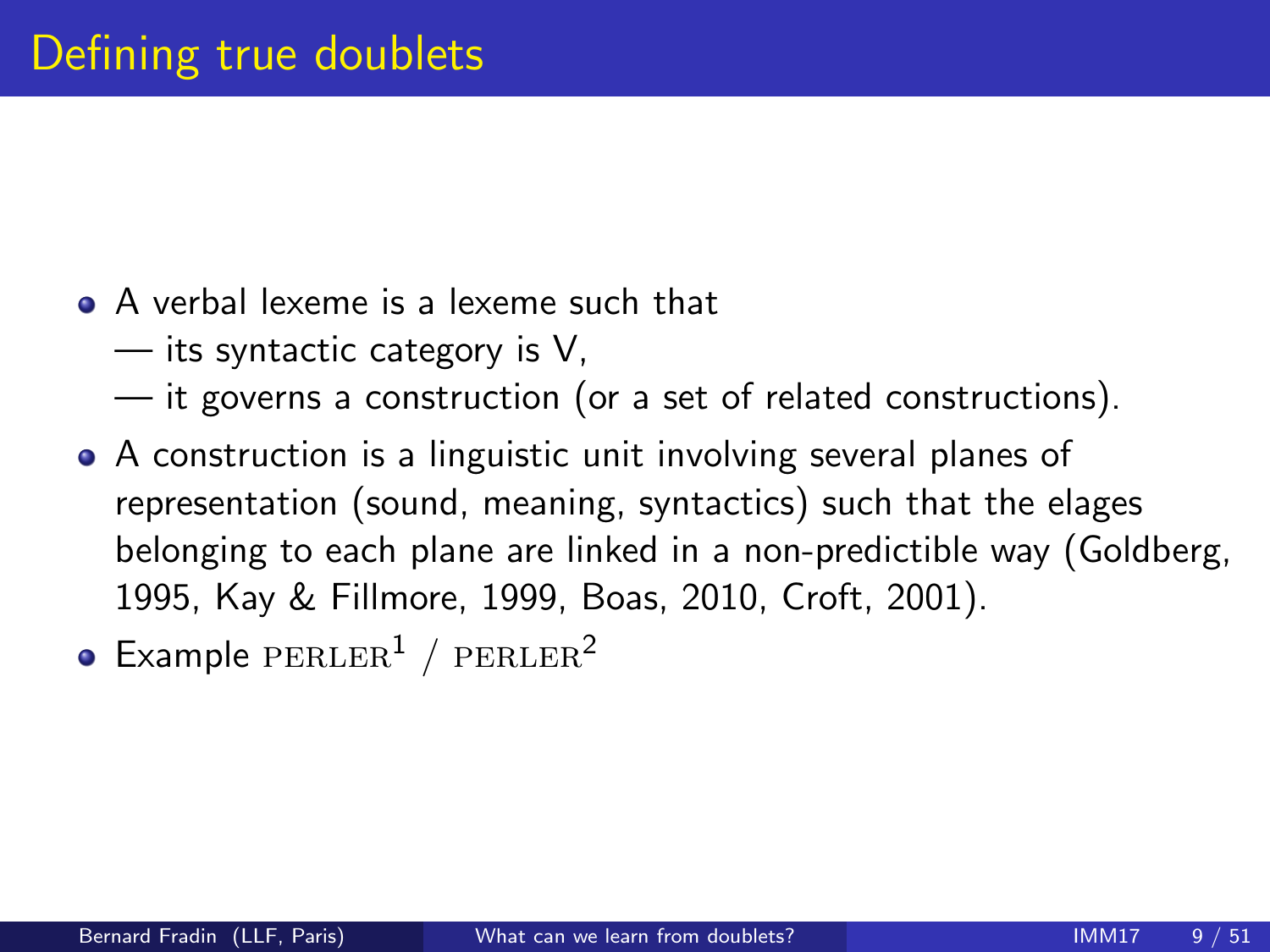# Defining true doublets

- A verbal lexeme is a lexeme such that
  — its syntactic category is V,
  — it governs a construction (or a set of related constructions).
- A construction is a linguistic unit involving several planes of representation (sound, meaning, syntactics) such that the elages belonging to each plane are linked in a non-predictible way (Goldberg, 1995, Kay & Fillmore, 1999, Boas, 2010, Croft, 2001).
- Example PERLER$^1$ / PERLER$^2$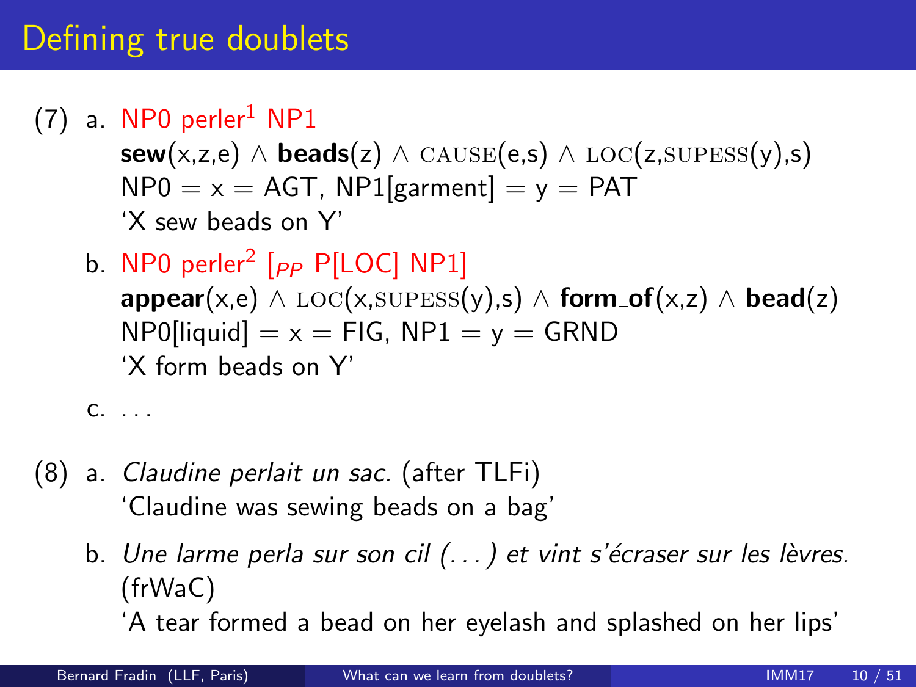# Defining true doublets

(7) a. NP0 perler¹ NP1
**sew**(x,z,e) ∧ **beads**(z) ∧ CAUSE(e,s) ∧ LOC(z,SUPESS(y),s)
NP0 = x = AGT, NP1[garment] = y = PAT
'X sew beads on Y'

b. NP0 perler² [$_{PP}$ P[LOC] NP1]
**appear**(x,e) ∧ LOC(x,SUPESS(y),s) ∧ **form_of**(x,z) ∧ **bead**(z)
NP0[liquid] = x = FIG, NP1 = y = GRND
'X form beads on Y'

c. . . .

(8) a. *Claudine perlait un sac.* (after TLFi)
'Claudine was sewing beads on a bag'

b. *Une larme perla sur son cil (. . . ) et vint s'écraser sur les lèvres.* (frWaC)
'A tear formed a bead on her eyelash and splashed on her lips'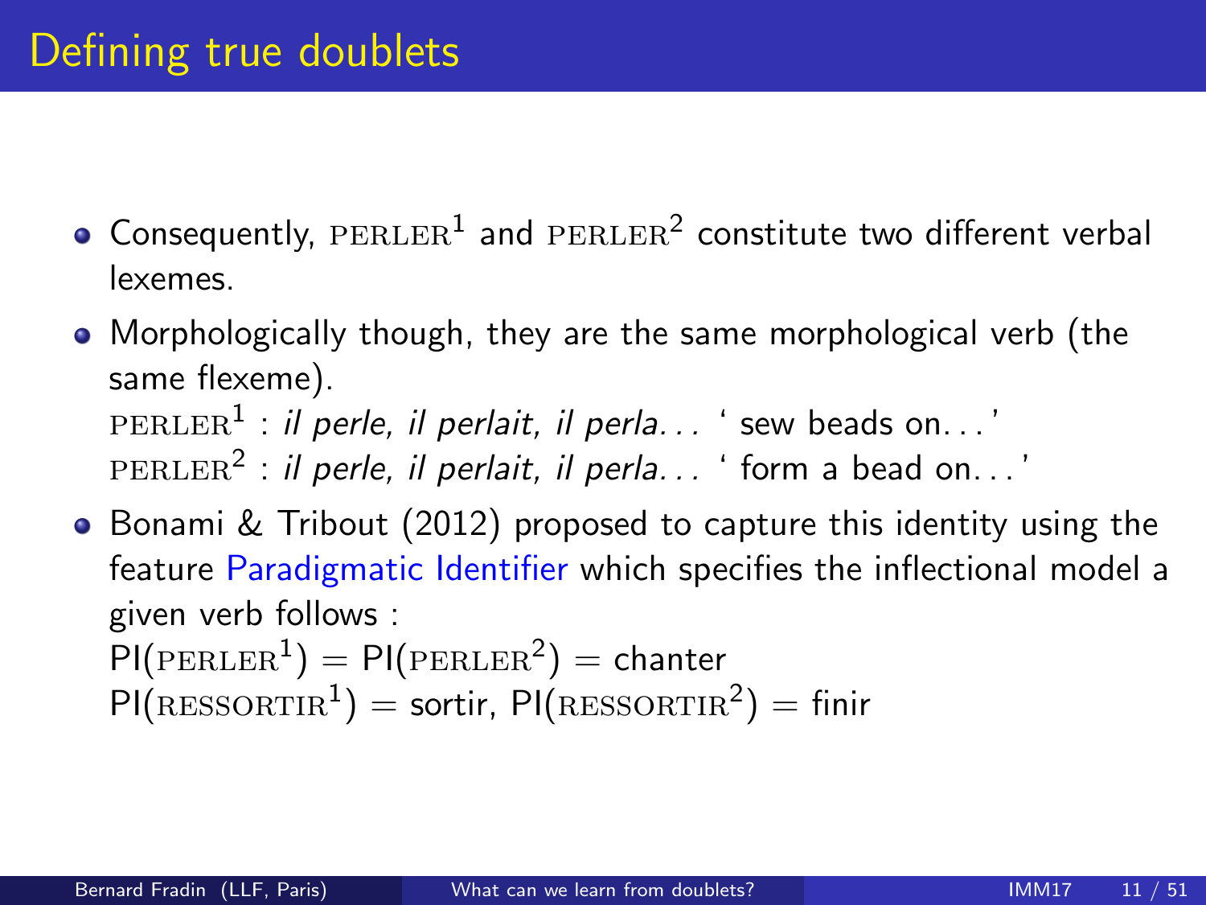# Defining true doublets

- Consequently, PERLER[1] and PERLER[2] constitute two different verbal lexemes.
- Morphologically though, they are the same morphological verb (the same flexeme).
  PERLER[1] : *il perle, il perlait, il perla...* ' sew beads on...'
  PERLER[2] : *il perle, il perlait, il perla...* ' form a bead on...'
- Bonami & Tribout (2012) proposed to capture this identity using the feature Paradigmatic Identifier which specifies the inflectional model a given verb follows :
  PI(PERLER[1]) = PI(PERLER[2]) = chanter
  PI(RESSORTIR[1]) = sortir, PI(RESSORTIR[2]) = finir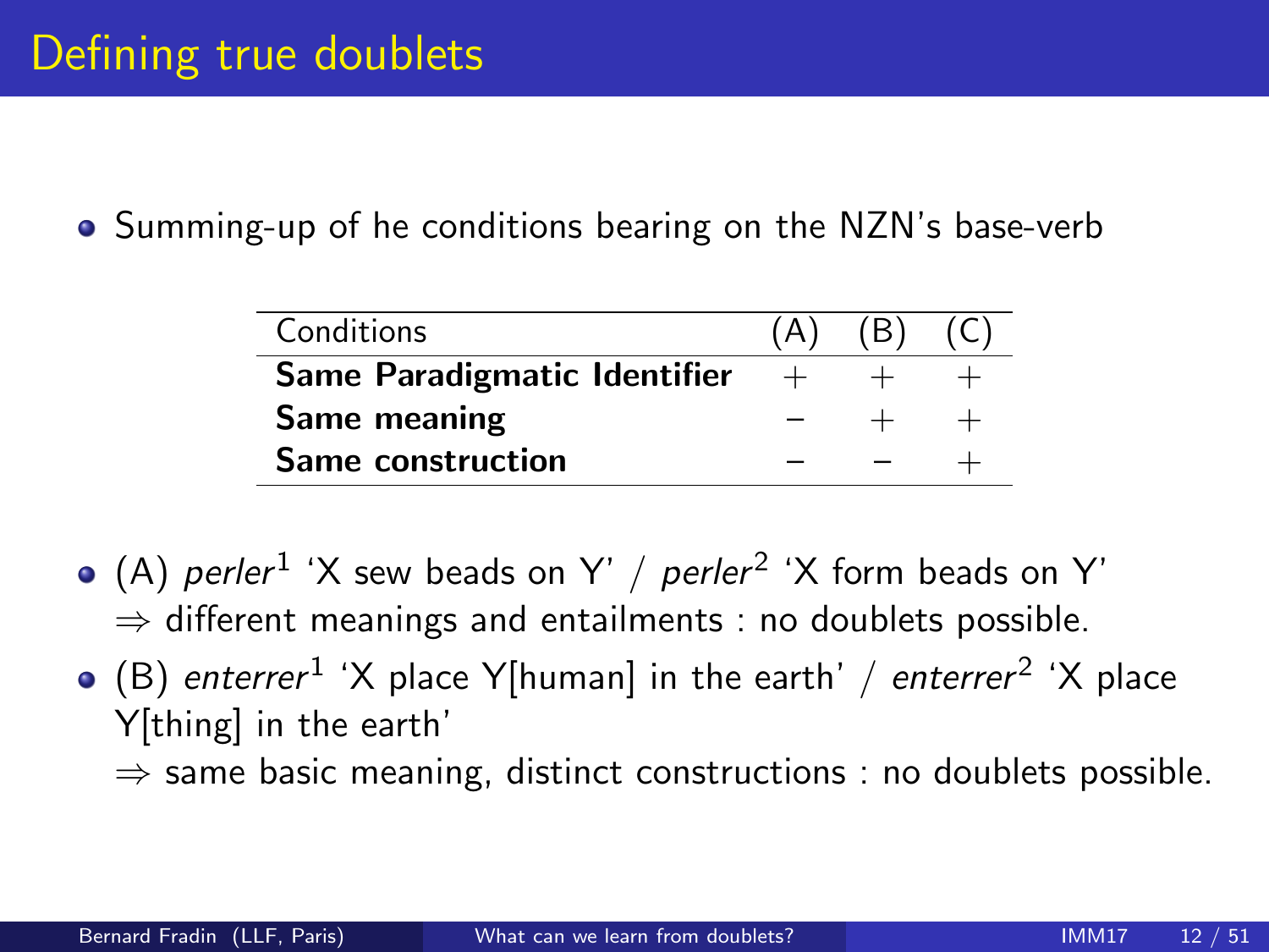# Defining true doublets

- Summing-up of he conditions bearing on the NZN's base-verb

| Conditions | (A) | (B) | (C) |
|---|---|---|---|
| **Same Paradigmatic Identifier** | + | + | + |
| **Same meaning** | − | + | + |
| **Same construction** | − | − | + |

- (A) *perler*[1] 'X sew beads on Y' / *perler*[2] 'X form beads on Y'
  ⇒ different meanings and entailments : no doublets possible.
- (B) *enterrer*[1] 'X place Y[human] in the earth' / *enterrer*[2] 'X place Y[thing] in the earth'
  ⇒ same basic meaning, distinct constructions : no doublets possible.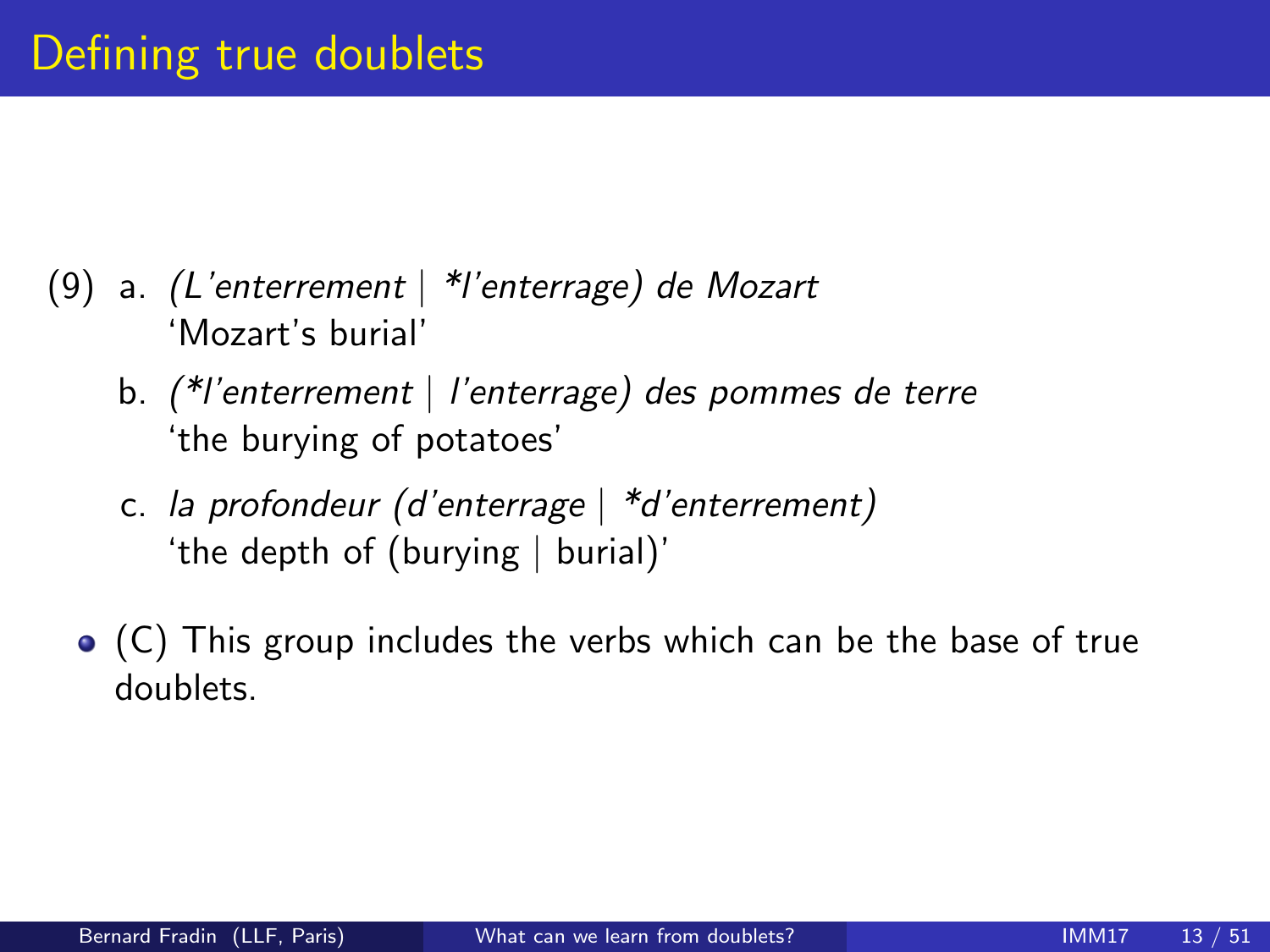# Defining true doublets

(9) a. *(L'enterrement | *l'enterrage) de Mozart*
'Mozart's burial'

b. *(*l'enterrement | l'enterrage) des pommes de terre*
'the burying of potatoes'

c. *la profondeur (d'enterrage | *d'enterrement)*
'the depth of (burying | burial)'

- (C) This group includes the verbs which can be the base of true doublets.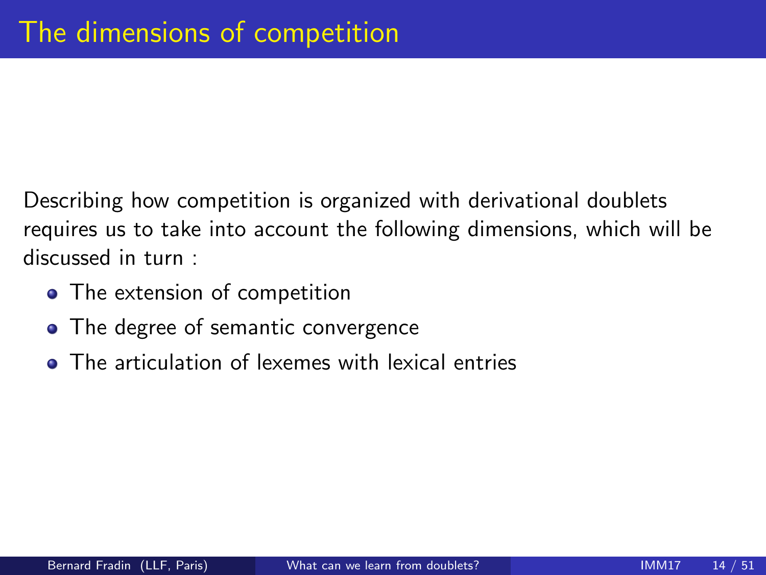# The dimensions of competition

Describing how competition is organized with derivational doublets requires us to take into account the following dimensions, which will be discussed in turn :

- The extension of competition
- The degree of semantic convergence
- The articulation of lexemes with lexical entries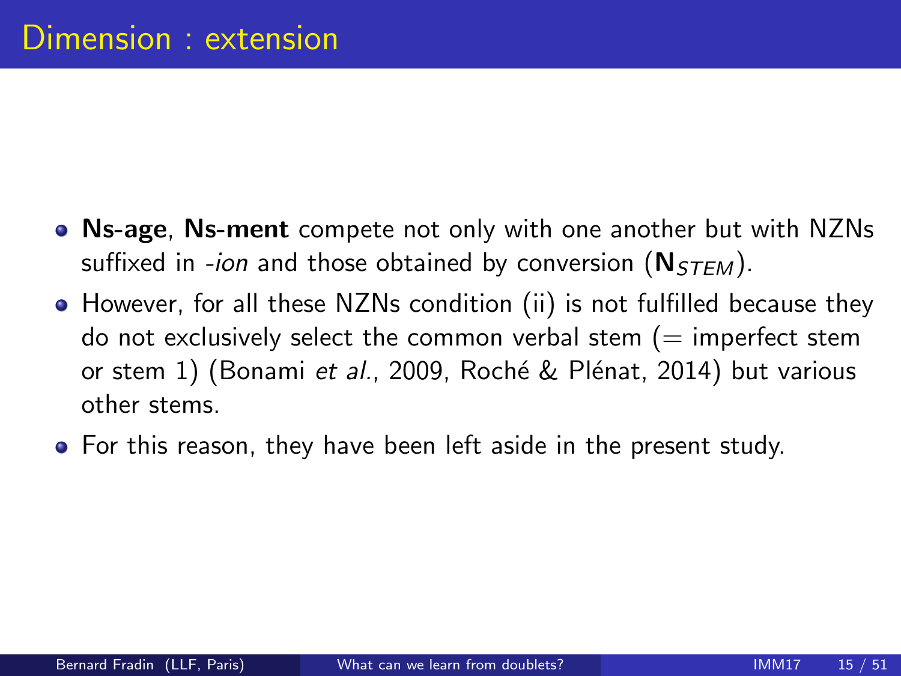# Dimension : extension

- **Ns-age**, **Ns-ment** compete not only with one another but with NZNs suffixed in *-ion* and those obtained by conversion ($\mathbf{N}_{STEM}$).
- However, for all these NZNs condition (ii) is not fulfilled because they do not exclusively select the common verbal stem (= imperfect stem or stem 1) (Bonami *et al.*, 2009, Roché & Plénat, 2014) but various other stems.
- For this reason, they have been left aside in the present study.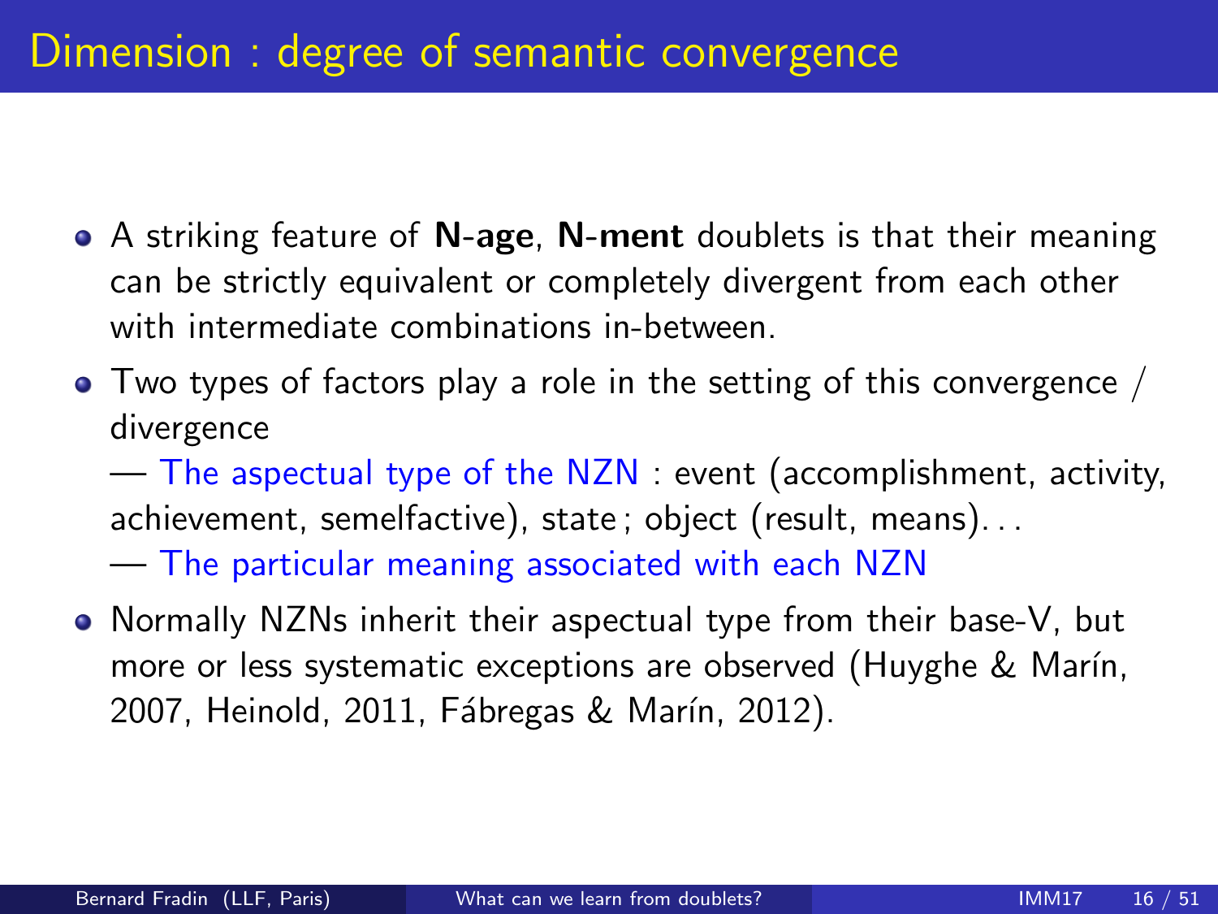# Dimension : degree of semantic convergence

- A striking feature of **N-age**, **N-ment** doublets is that their meaning can be strictly equivalent or completely divergent from each other with intermediate combinations in-between.
- Two types of factors play a role in the setting of this convergence / divergence
  — The aspectual type of the NZN : event (accomplishment, activity, achievement, semelfactive), state ; object (result, means)...
  — The particular meaning associated with each NZN
- Normally NZNs inherit their aspectual type from their base-V, but more or less systematic exceptions are observed (Huyghe & Marín, 2007, Heinold, 2011, Fábregas & Marín, 2012).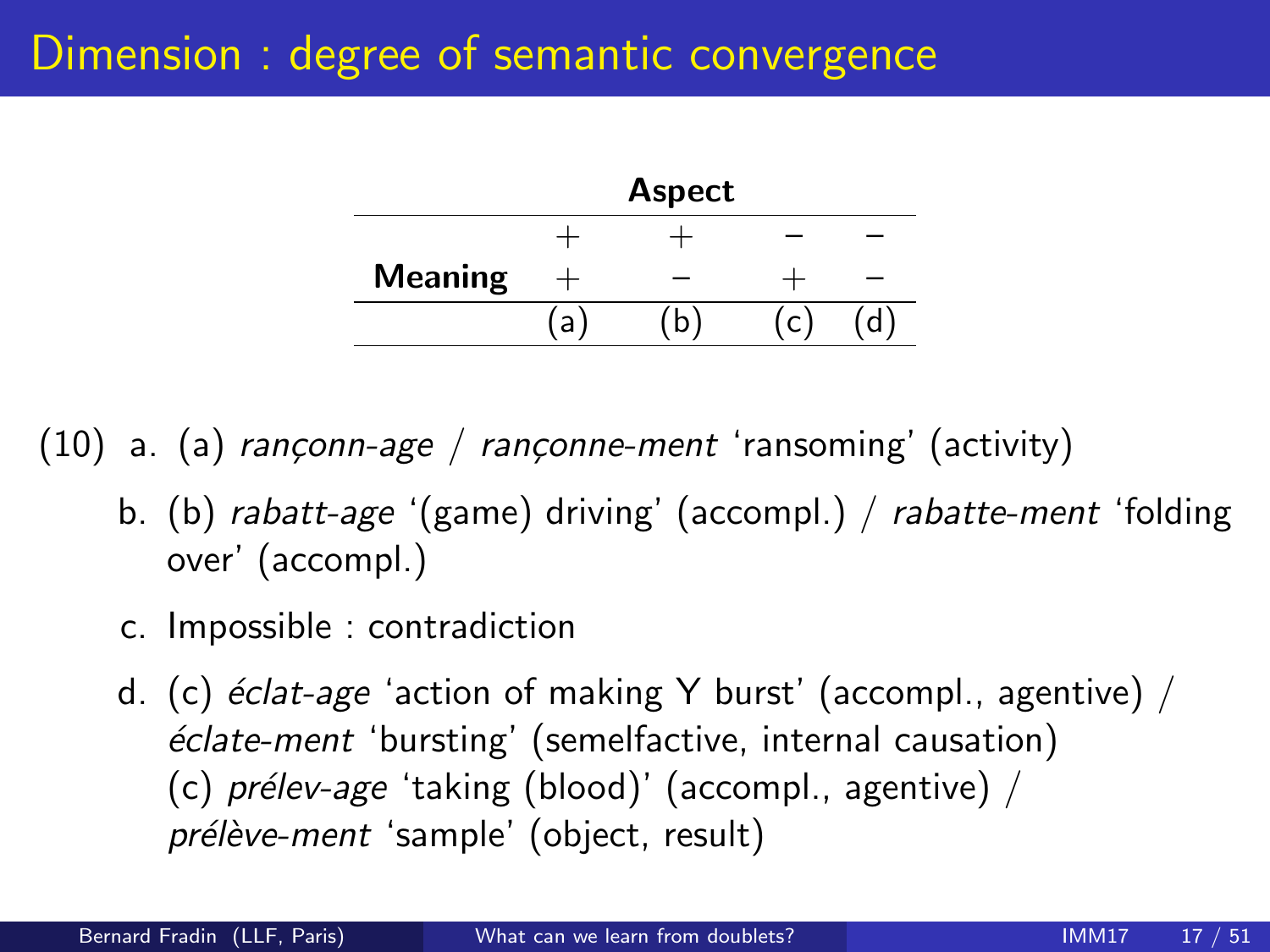# Dimension : degree of semantic convergence

| | Aspect | | | |
|---|---|---|---|---|
| | + | + | − | − |
| **Meaning** | + | − | + | − |
| | (a) | (b) | (c) | (d) |

(10) a. (a) *rançonn-age* / *rançonne-ment* 'ransoming' (activity)

b. (b) *rabatt-age* '(game) driving' (accompl.) / *rabatte-ment* 'folding over' (accompl.)

c. Impossible : contradiction

d. (c) *éclat-age* 'action of making Y burst' (accompl., agentive) / *éclate-ment* 'bursting' (semelfactive, internal causation)
(c) *prélev-age* 'taking (blood)' (accompl., agentive) / *prélève-ment* 'sample' (object, result)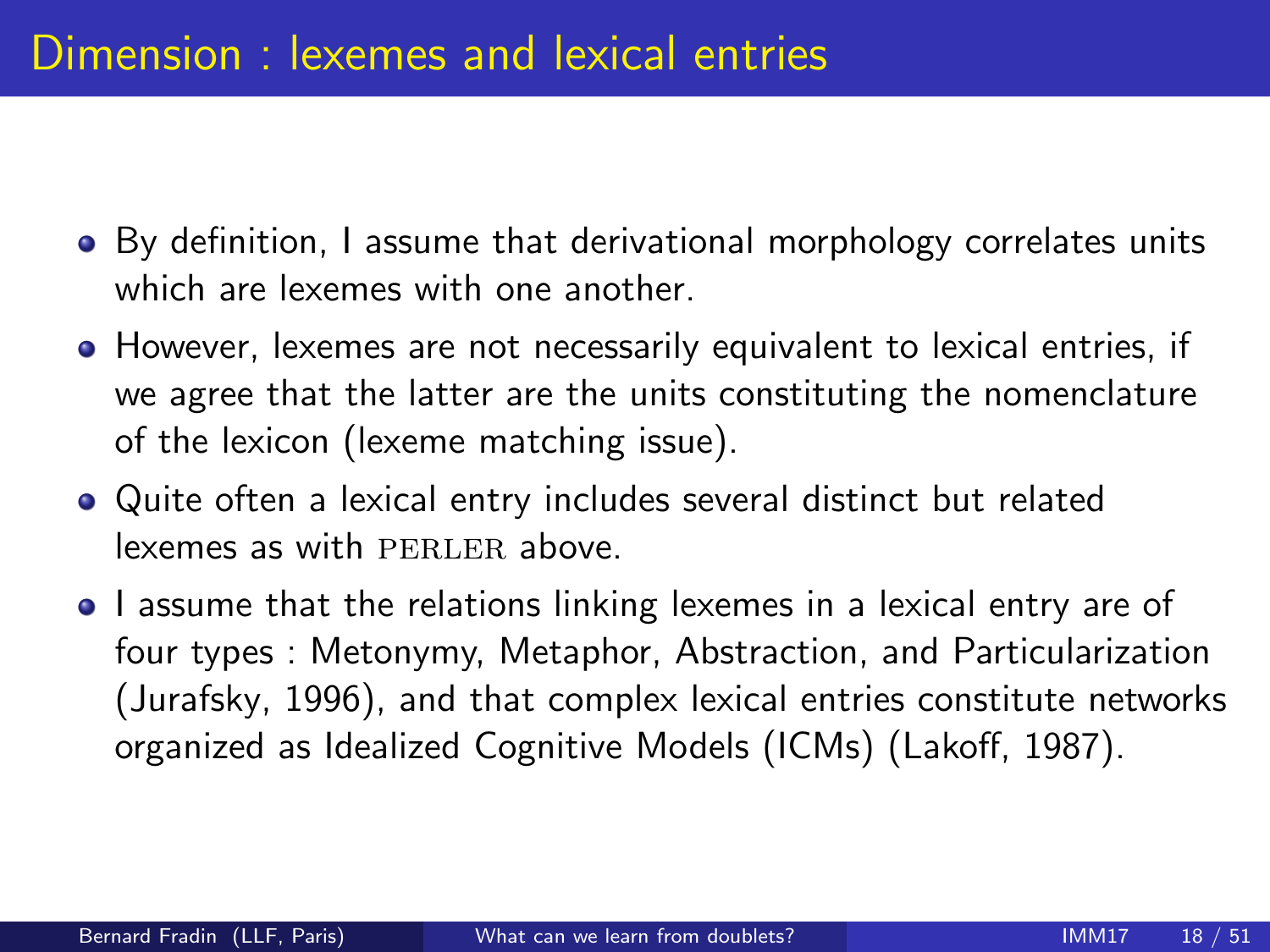# Dimension : lexemes and lexical entries

- By definition, I assume that derivational morphology correlates units which are lexemes with one another.
- However, lexemes are not necessarily equivalent to lexical entries, if we agree that the latter are the units constituting the nomenclature of the lexicon (lexeme matching issue).
- Quite often a lexical entry includes several distinct but related lexemes as with PERLER above.
- I assume that the relations linking lexemes in a lexical entry are of four types : Metonymy, Metaphor, Abstraction, and Particularization (Jurafsky, 1996), and that complex lexical entries constitute networks organized as Idealized Cognitive Models (ICMs) (Lakoff, 1987).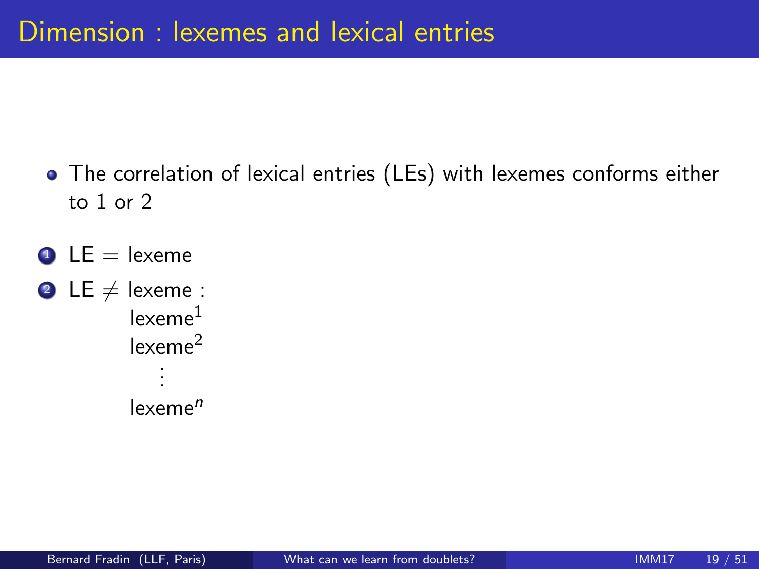# Dimension : lexemes and lexical entries

- The correlation of lexical entries (LEs) with lexemes conforms either to 1 or 2

1. LE = lexeme
2. LE ≠ lexeme :

   lexeme$^1$
   lexeme$^2$
   ⋮
   lexeme$^n$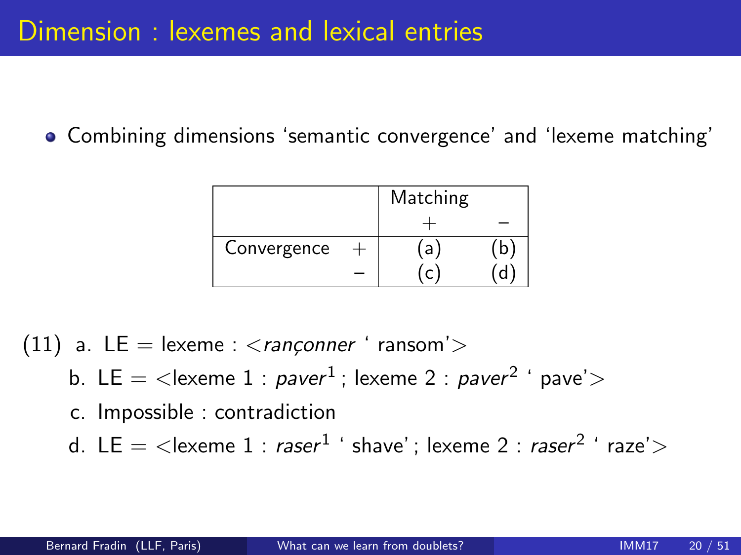# Dimension : lexemes and lexical entries

- Combining dimensions 'semantic convergence' and 'lexeme matching'

| | | Matching | |
|---|---|---|---|
| | | + | − |
| Convergence | + | (a) | (b) |
| | − | (c) | (d) |

(11) a. LE = lexeme : <*rançonner* ' ransom'>

b. LE = <lexeme 1 : *paver*[1] ; lexeme 2 : *paver*[2] ' pave'>

c. Impossible : contradiction

d. LE = <lexeme 1 : *raser*[1] ' shave' ; lexeme 2 : *raser*[2] ' raze'>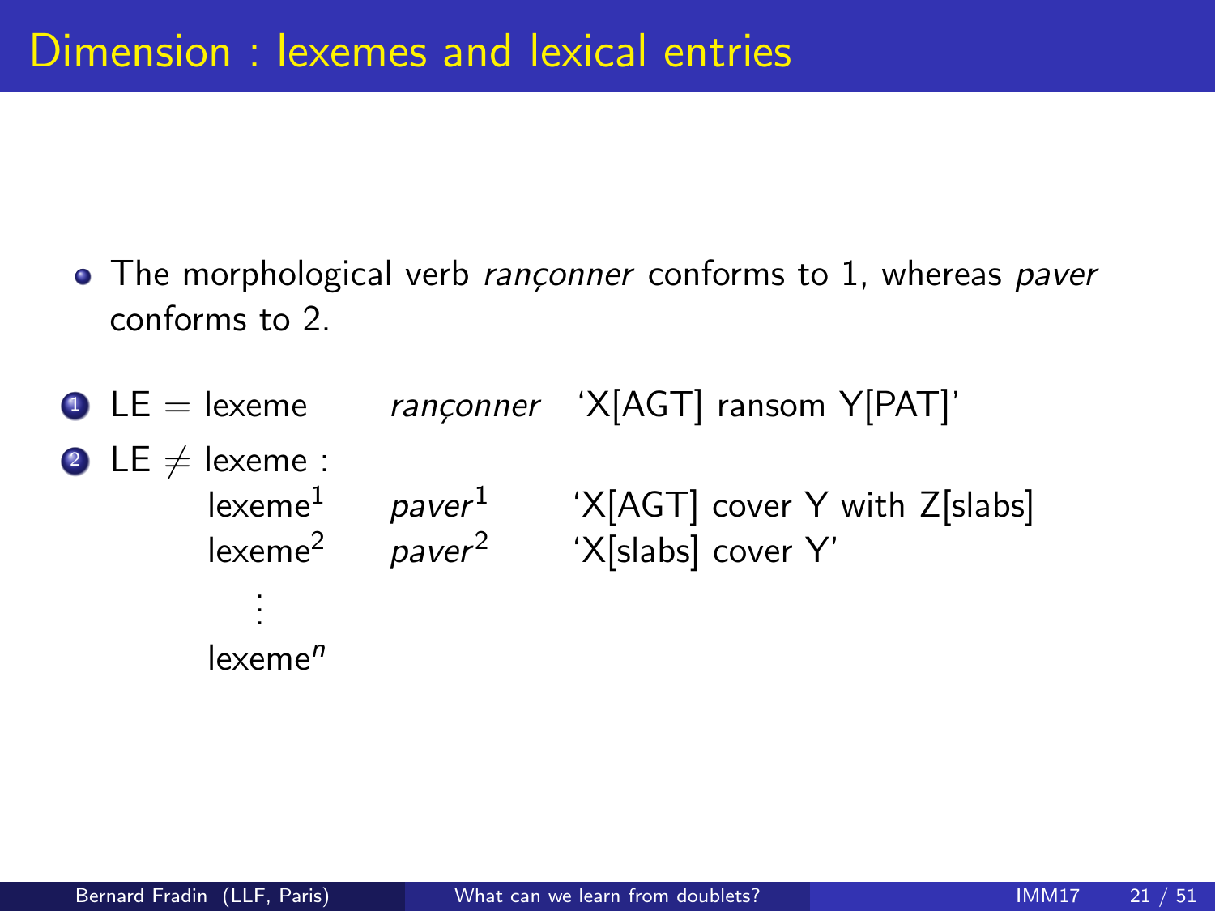# Dimension : lexemes and lexical entries

- The morphological verb *rançonner* conforms to 1, whereas *paver* conforms to 2.

1. LE = lexeme *rançonner* 'X[AGT] ransom Y[PAT]'
2. LE $\neq$ lexeme :

| | | |
|---|---|---|
| $\text{lexeme}^1$ | *paver*$^1$ | 'X[AGT] cover Y with Z[slabs] |
| $\text{lexeme}^2$ | *paver*$^2$ | 'X[slabs] cover Y' |
| ⋮ | | |
| $\text{lexeme}^n$ | | |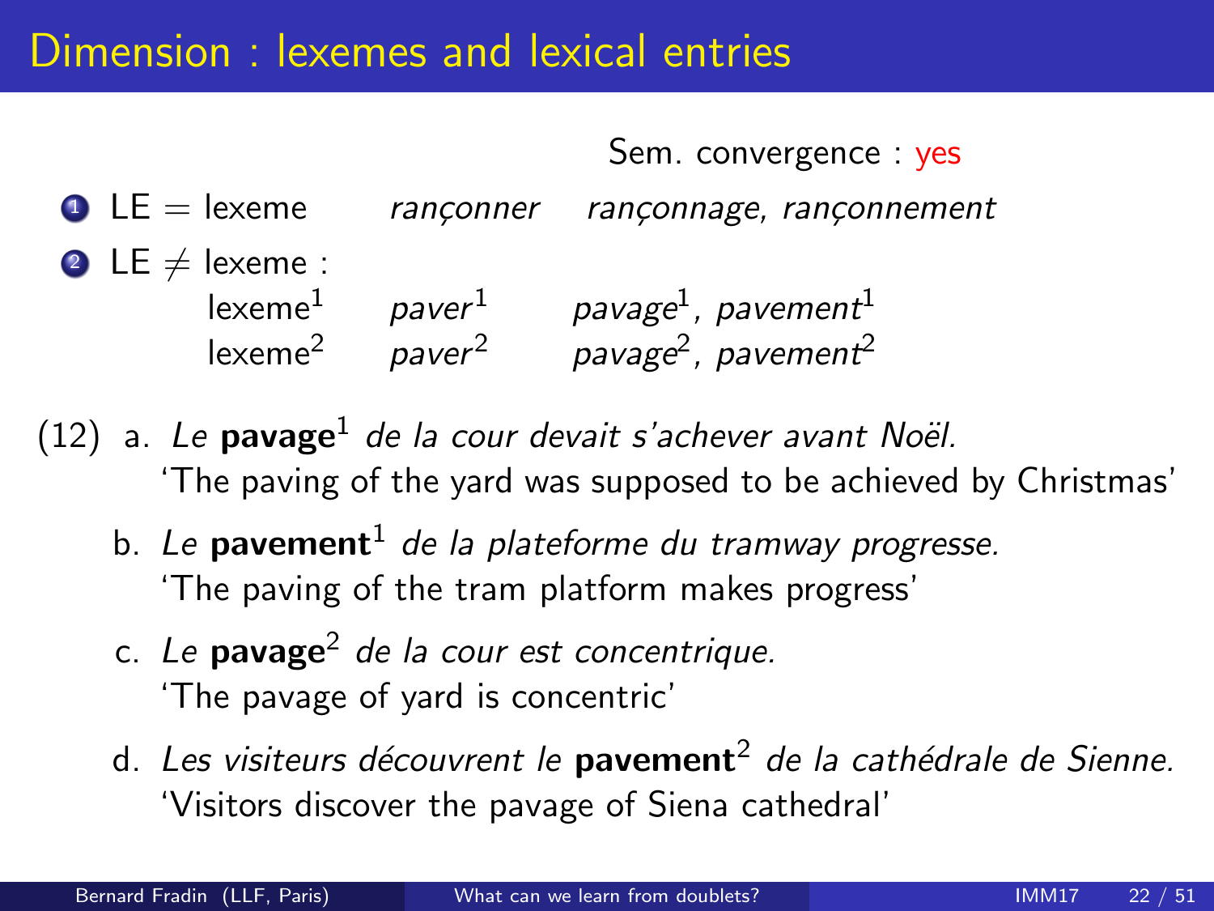# Dimension : lexemes and lexical entries

Sem. convergence : yes

1. LE = lexeme &nbsp;&nbsp; *rançonner* &nbsp;&nbsp; *rançonnage, rançonnement*
2. LE ≠ lexeme :

| | | |
|---|---|---|
| lexeme[1] | *paver*[1] | *pavage*[1], *pavement*[1] |
| lexeme[2] | *paver*[2] | *pavage*[2], *pavement*[2] |

(12)

a. *Le* **pavage**[1] *de la cour devait s'achever avant Noël.*
'The paving of the yard was supposed to be achieved by Christmas'

b. *Le* **pavement**[1] *de la plateforme du tramway progresse.*
'The paving of the tram platform makes progress'

c. *Le* **pavage**[2] *de la cour est concentrique.*
'The pavage of yard is concentric'

d. *Les visiteurs découvrent le* **pavement**[2] *de la cathédrale de Sienne.*
'Visitors discover the pavage of Siena cathedral'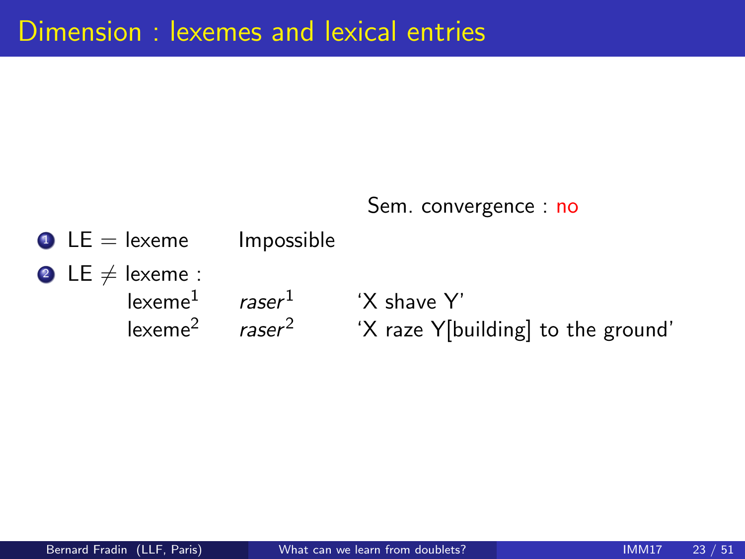# Dimension : lexemes and lexical entries

Sem. convergence : no

1. LE = lexeme Impossible
2. LE ≠ lexeme :

| | | |
|---|---|---|
| lexeme$^1$ | *raser*$^1$ | 'X shave Y' |
| lexeme$^2$ | *raser*$^2$ | 'X raze Y[building] to the ground' |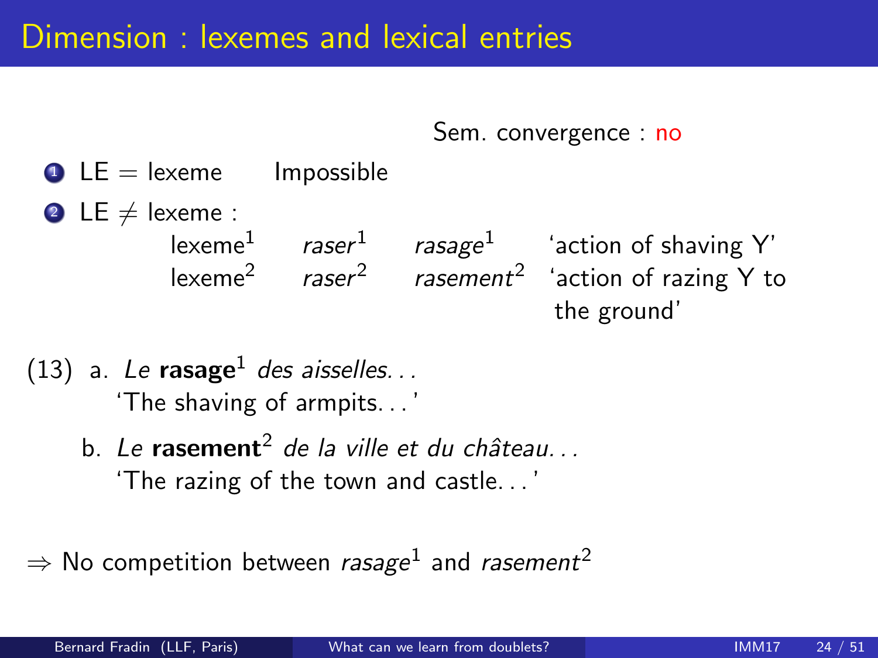# Dimension : lexemes and lexical entries

Sem. convergence : no

1. LE = lexeme Impossible
2. LE ≠ lexeme :

| | | | |
|---|---|---|---|
| lexeme[1] | *raser*[1] | *rasage*[1] | 'action of shaving Y' |
| lexeme[2] | *raser*[2] | *rasement*[2] | 'action of razing Y to the ground' |

(13) a. *Le* **rasage**[1] *des aisselles...*
'The shaving of armpits...'

b. *Le* **rasement**[2] *de la ville et du château...*
'The razing of the town and castle...'

⇒ No competition between *rasage*[1] and *rasement*[2]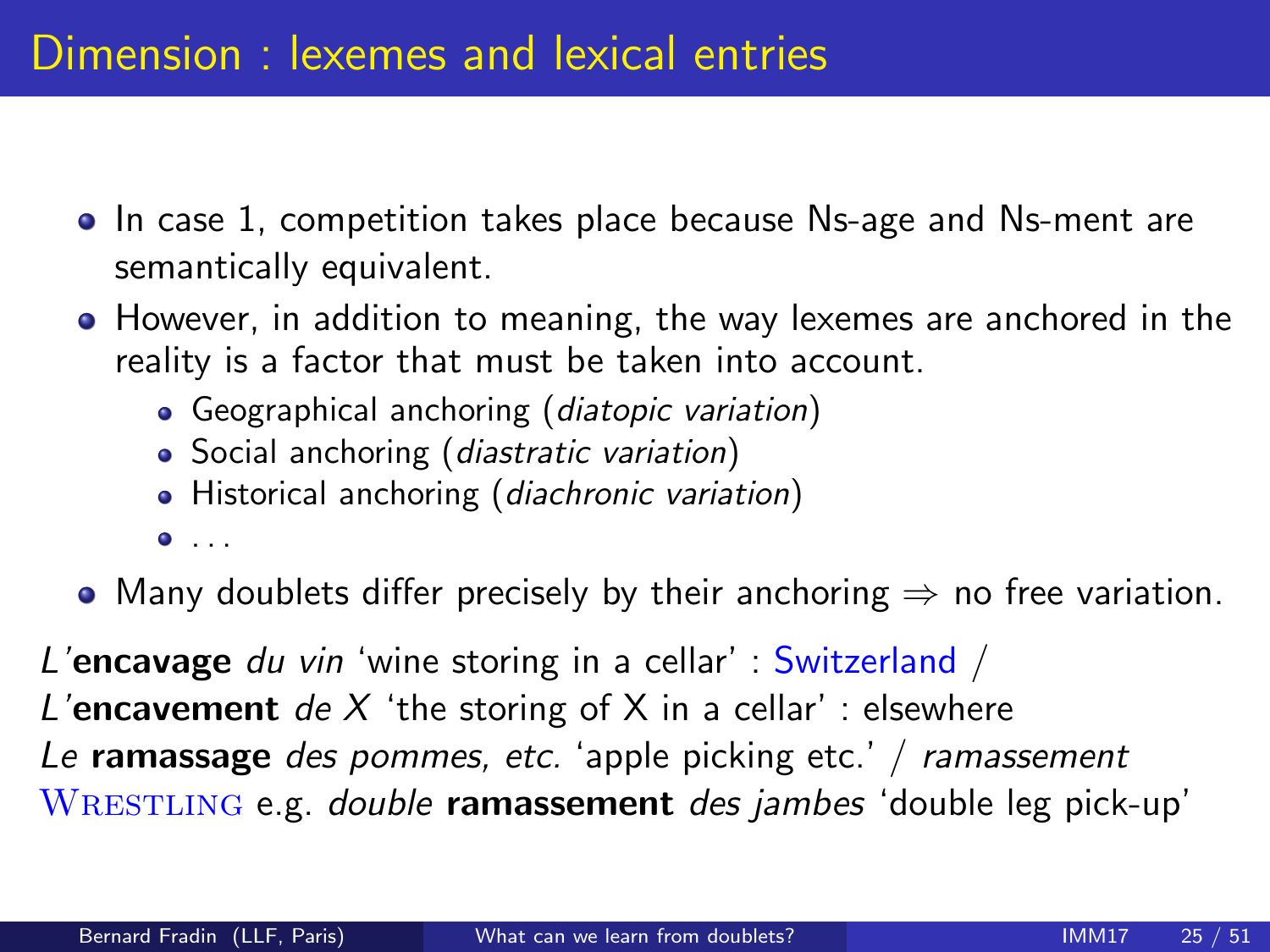# Dimension : lexemes and lexical entries

- In case 1, competition takes place because Ns-age and Ns-ment are semantically equivalent.
- However, in addition to meaning, the way lexemes are anchored in the reality is a factor that must be taken into account.
  - Geographical anchoring (*diatopic variation*)
  - Social anchoring (*diastratic variation*)
  - Historical anchoring (*diachronic variation*)
  - . . .
- Many doublets differ precisely by their anchoring ⇒ no free variation.

*L'***encavage** *du vin* 'wine storing in a cellar' : Switzerland /
*L'***encavement** *de X* 'the storing of X in a cellar' : elsewhere
*Le* **ramassage** *des pommes, etc.* 'apple picking etc.' / *ramassement*
WRESTLING e.g. *double* **ramassement** *des jambes* 'double leg pick-up'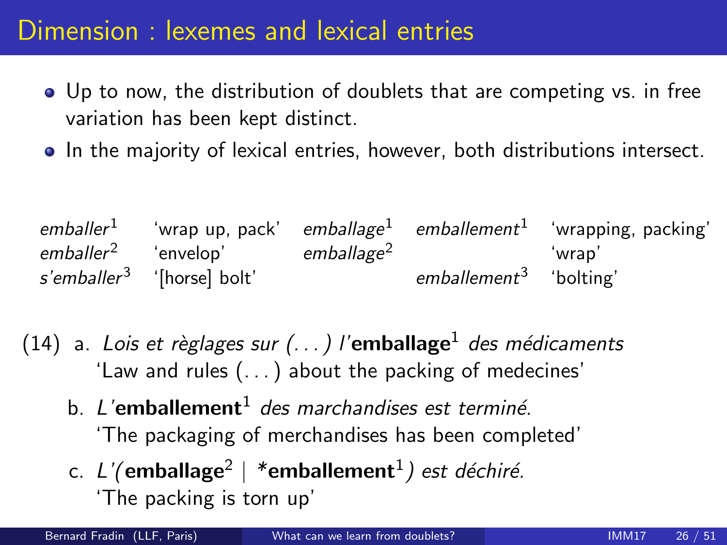# Dimension : lexemes and lexical entries

- Up to now, the distribution of doublets that are competing vs. in free variation has been kept distinct.
- In the majority of lexical entries, however, both distributions intersect.

| | | | | |
|---|---|---|---|---|
| *emballer*[1] | 'wrap up, pack' | *emballage*[1] | *emballement*[1] | 'wrapping, packing' |
| *emballer*[2] | 'envelop' | *emballage*[2] | | 'wrap' |
| *s'emballer*[3] | '[horse] bolt' | | *emballement*[3] | 'bolting' |

(14) a. *Lois et règlages sur (. . . ) l'***emballage**[1] *des médicaments*
'Law and rules (. . . ) about the packing of medecines'

b. *L'***emballement**[1] *des marchandises est terminé.*
'The packaging of merchandises has been completed'

c. *L'(***emballage**[2] | ***emballement**[1]*) est déchiré.*
'The packing is torn up'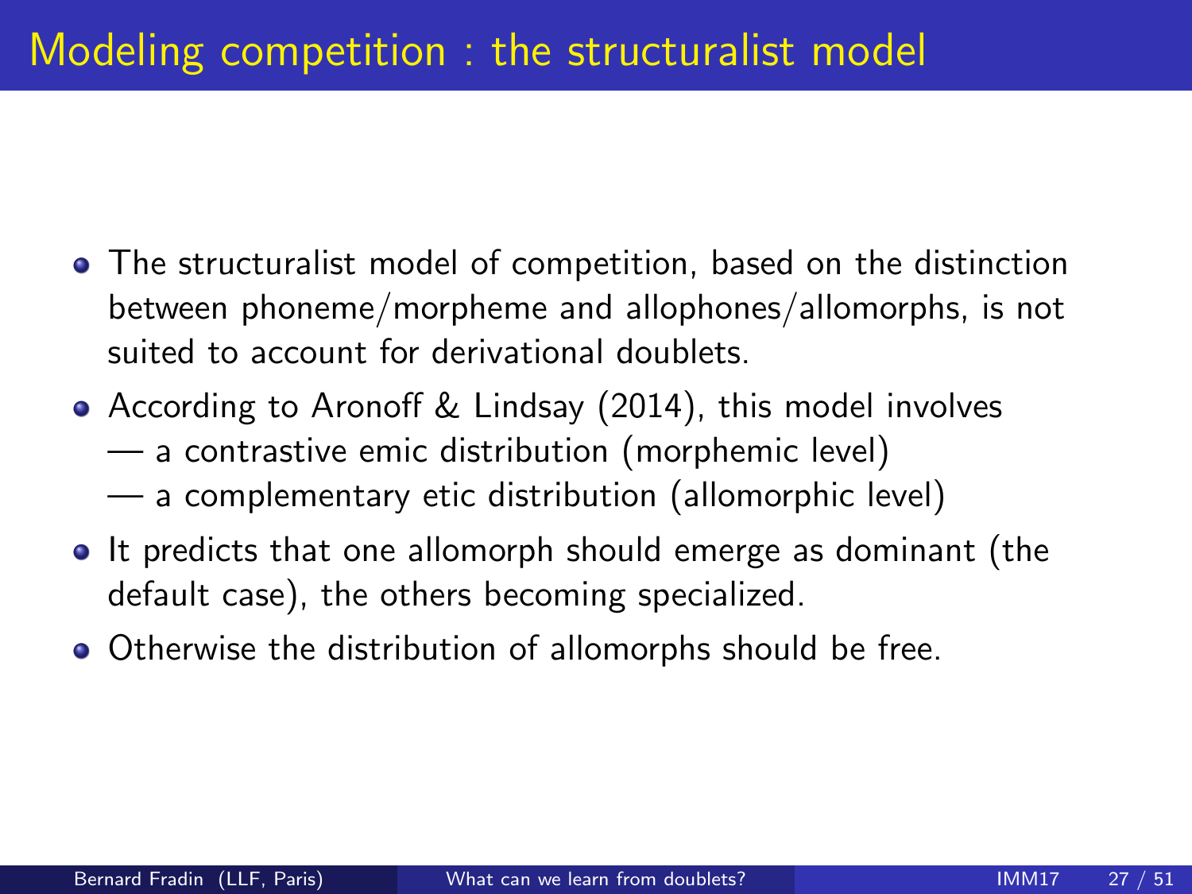# Modeling competition : the structuralist model

- The structuralist model of competition, based on the distinction between phoneme/morpheme and allophones/allomorphs, is not suited to account for derivational doublets.
- According to Aronoff & Lindsay (2014), this model involves
  — a contrastive emic distribution (morphemic level)
  — a complementary etic distribution (allomorphic level)
- It predicts that one allomorph should emerge as dominant (the default case), the others becoming specialized.
- Otherwise the distribution of allomorphs should be free.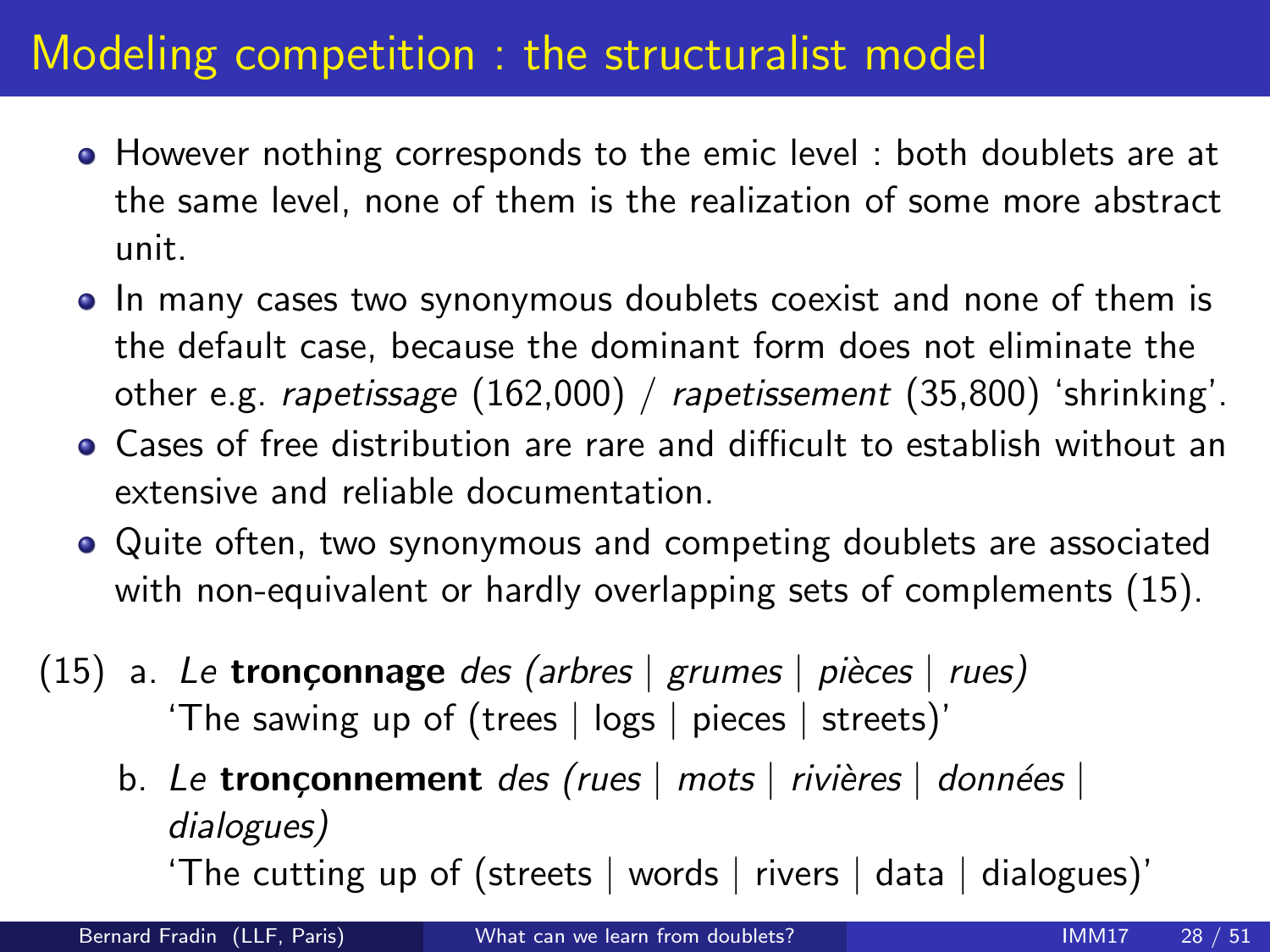# Modeling competition : the structuralist model

- However nothing corresponds to the emic level : both doublets are at the same level, none of them is the realization of some more abstract unit.
- In many cases two synonymous doublets coexist and none of them is the default case, because the dominant form does not eliminate the other e.g. *rapetissage* (162,000) / *rapetissement* (35,800) 'shrinking'.
- Cases of free distribution are rare and difficult to establish without an extensive and reliable documentation.
- Quite often, two synonymous and competing doublets are associated with non-equivalent or hardly overlapping sets of complements (15).

(15) a. *Le* **tronçonnage** *des (arbres | grumes | pièces | rues)*
   'The sawing up of (trees | logs | pieces | streets)'

  b. *Le* **tronçonnement** *des (rues | mots | rivières | données | dialogues)*
   'The cutting up of (streets | words | rivers | data | dialogues)'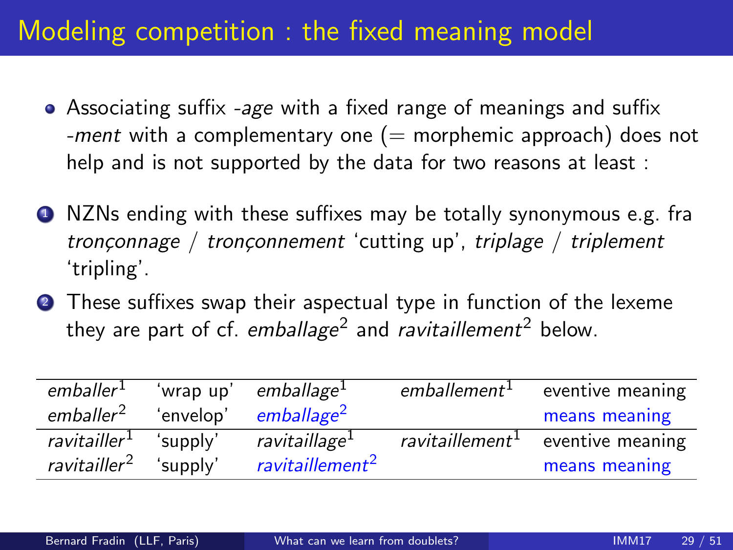# Modeling competition : the fixed meaning model

- Associating suffix *-age* with a fixed range of meanings and suffix *-ment* with a complementary one (= morphemic approach) does not help and is not supported by the data for two reasons at least :

1. NZNs ending with these suffixes may be totally synonymous e.g. fra *tronçonnage* / *tronçonnement* 'cutting up', *triplage* / *triplement* 'tripling'.
2. These suffixes swap their aspectual type in function of the lexeme they are part of cf. *emballage*[2] and *ravitaillement*[2] below.

| | | | | |
|---|---|---|---|---|
| *emballer*[1] | 'wrap up' | *emballage*[1] | *emballement*[1] | eventive meaning |
| *emballer*[2] | 'envelop' | *emballage*[2] | | means meaning |
| *ravitailler*[1] | 'supply' | *ravitaillage*[1] | *ravitaillement*[1] | eventive meaning |
| *ravitailler*[2] | 'supply' | *ravitaillement*[2] | | means meaning |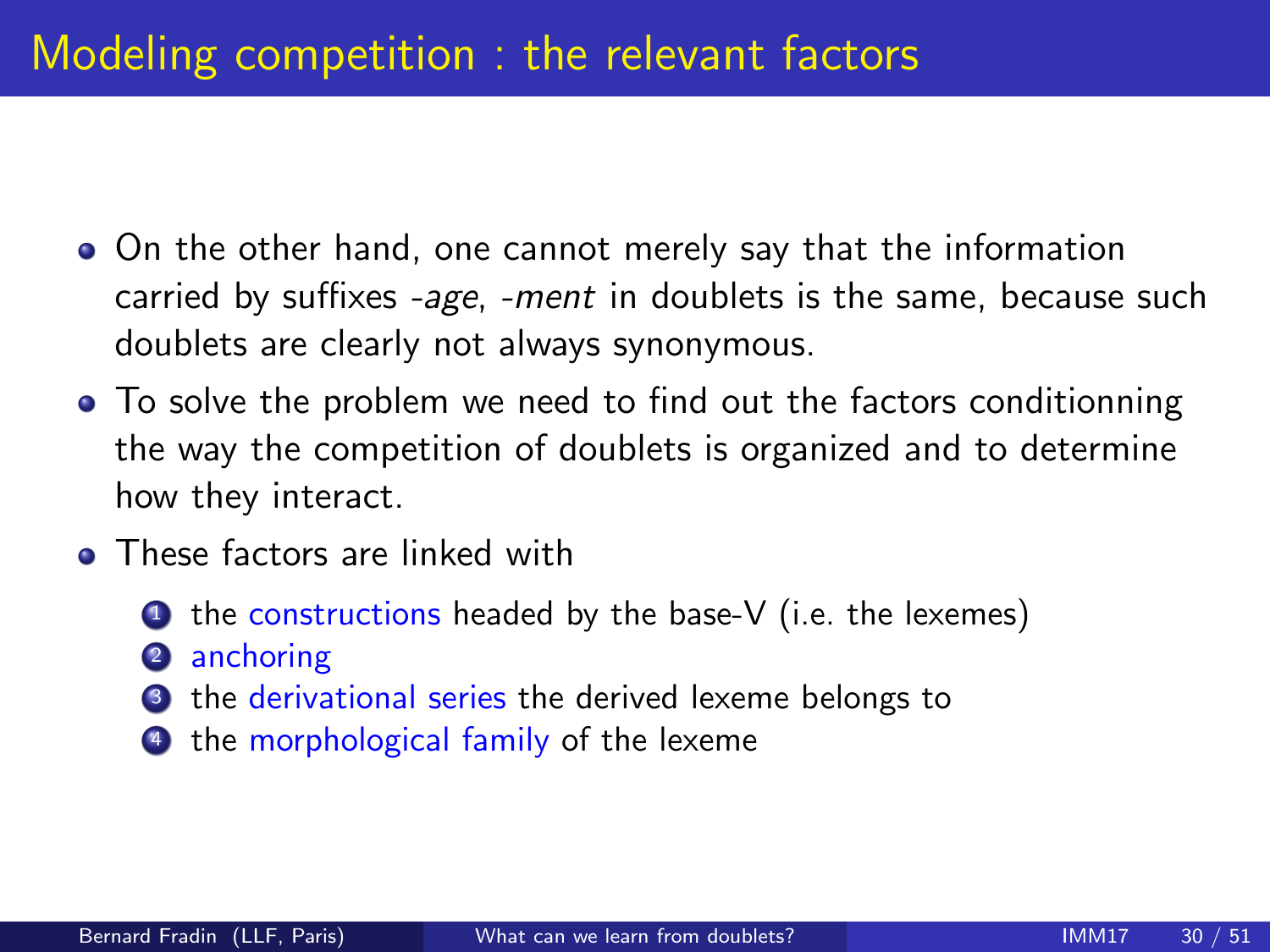# Modeling competition : the relevant factors

- On the other hand, one cannot merely say that the information carried by suffixes *-age*, *-ment* in doublets is the same, because such doublets are clearly not always synonymous.
- To solve the problem we need to find out the factors conditionning the way the competition of doublets is organized and to determine how they interact.
- These factors are linked with
  1. the constructions headed by the base-V (i.e. the lexemes)
  2. anchoring
  3. the derivational series the derived lexeme belongs to
  4. the morphological family of the lexeme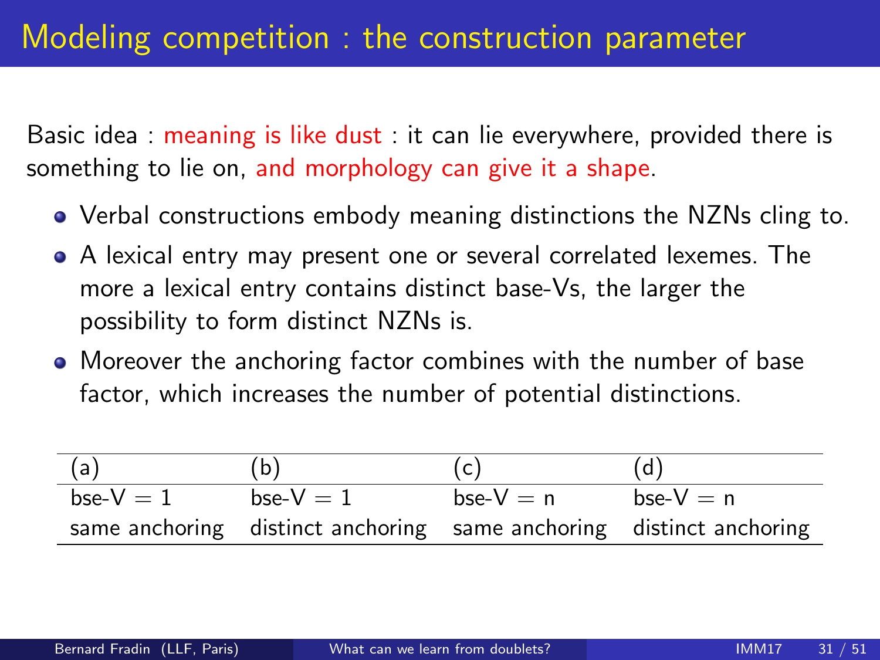# Modeling competition : the construction parameter

Basic idea : meaning is like dust : it can lie everywhere, provided there is something to lie on, and morphology can give it a shape.

- Verbal constructions embody meaning distinctions the NZNs cling to.
- A lexical entry may present one or several correlated lexemes. The more a lexical entry contains distinct base-Vs, the larger the possibility to form distinct NZNs is.
- Moreover the anchoring factor combines with the number of base factor, which increases the number of potential distinctions.

| (a) | (b) | (c) | (d) |
|---|---|---|---|
| bse-V = 1 | bse-V = 1 | bse-V = n | bse-V = n |
| same anchoring | distinct anchoring | same anchoring | distinct anchoring |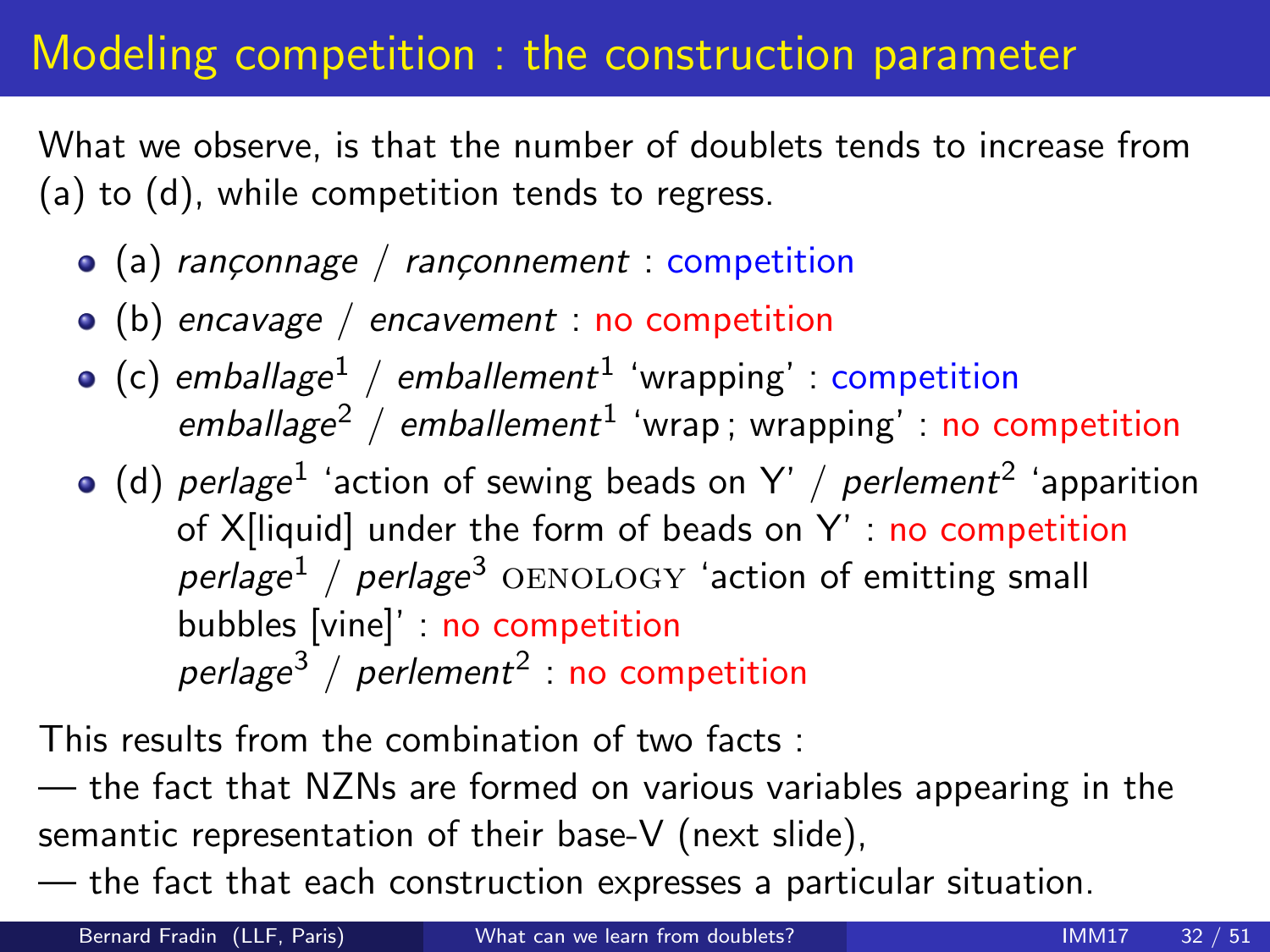# Modeling competition : the construction parameter

What we observe, is that the number of doublets tends to increase from (a) to (d), while competition tends to regress.

- (a) *rançonnage* / *rançonnement* : competition
- (b) *encavage* / *encavement* : no competition
- (c) *emballage*$^{1}$ / *emballement*$^{1}$ 'wrapping' : competition
  *emballage*$^{2}$ / *emballement*$^{1}$ 'wrap ; wrapping' : no competition
- (d) *perlage*$^{1}$ 'action of sewing beads on Y' / *perlement*$^{2}$ 'apparition of X[liquid] under the form of beads on Y' : no competition
  *perlage*$^{1}$ / *perlage*$^{3}$ OENOLOGY 'action of emitting small bubbles [vine]' : no competition
  *perlage*$^{3}$ / *perlement*$^{2}$ : no competition

This results from the combination of two facts :
— the fact that NZNs are formed on various variables appearing in the semantic representation of their base-V (next slide),
— the fact that each construction expresses a particular situation.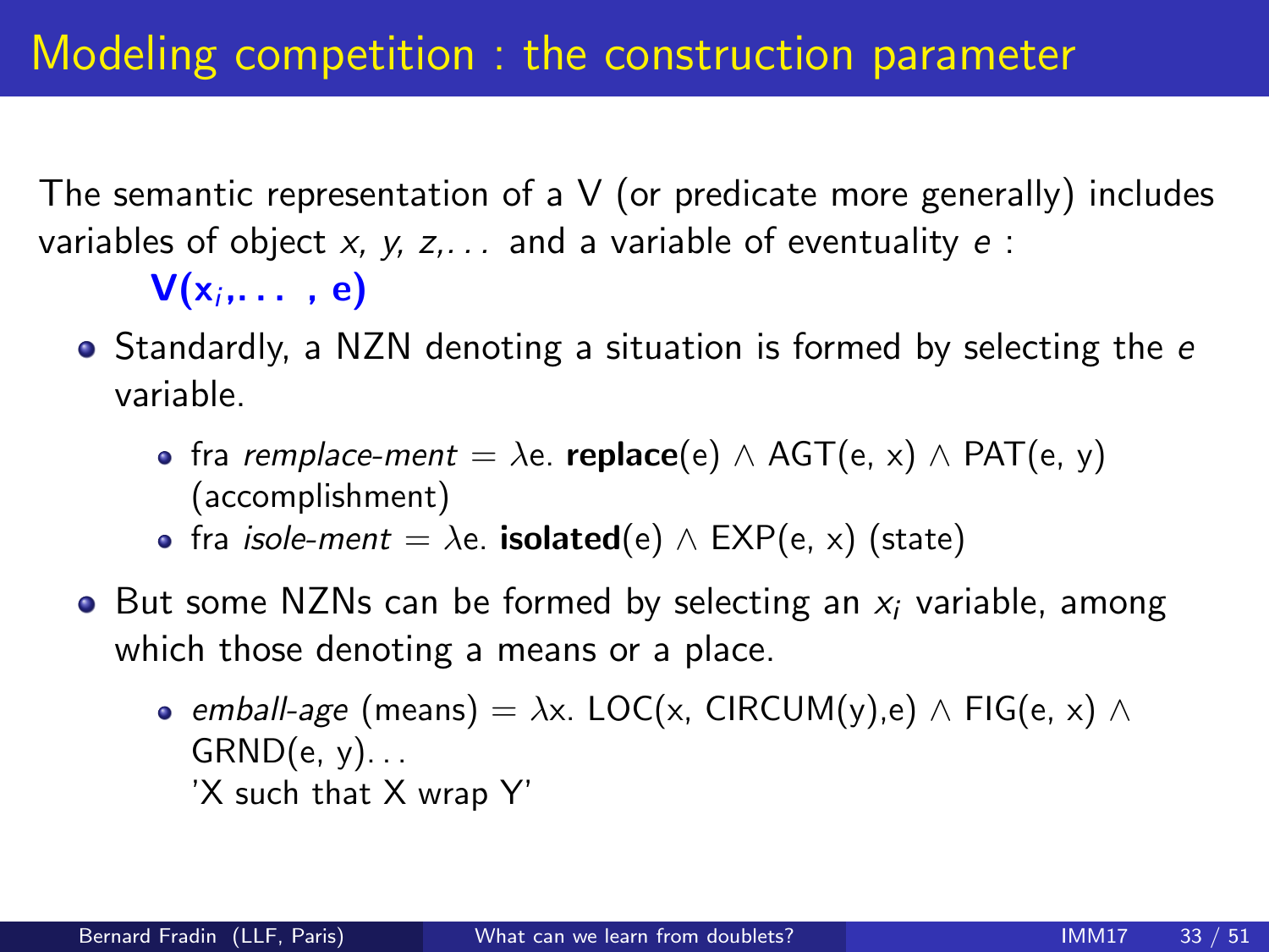# Modeling competition : the construction parameter

The semantic representation of a V (or predicate more generally) includes variables of object *x, y, z,...* and a variable of eventuality *e* :

$\mathbf{V(x_i, \ldots, e)}$

- Standardly, a NZN denoting a situation is formed by selecting the *e* variable.
  - fra *remplace-ment* = $\lambda$e. **replace**(e) $\wedge$ AGT(e, x) $\wedge$ PAT(e, y) (accomplishment)
  - fra *isole-ment* = $\lambda$e. **isolated**(e) $\wedge$ EXP(e, x) (state)
- But some NZNs can be formed by selecting an $x_i$ variable, among which those denoting a means or a place.
  - *emball-age* (means) = $\lambda$x. LOC(x, CIRCUM(y),e) $\wedge$ FIG(e, x) $\wedge$ GRND(e, y)...
    'X such that X wrap Y'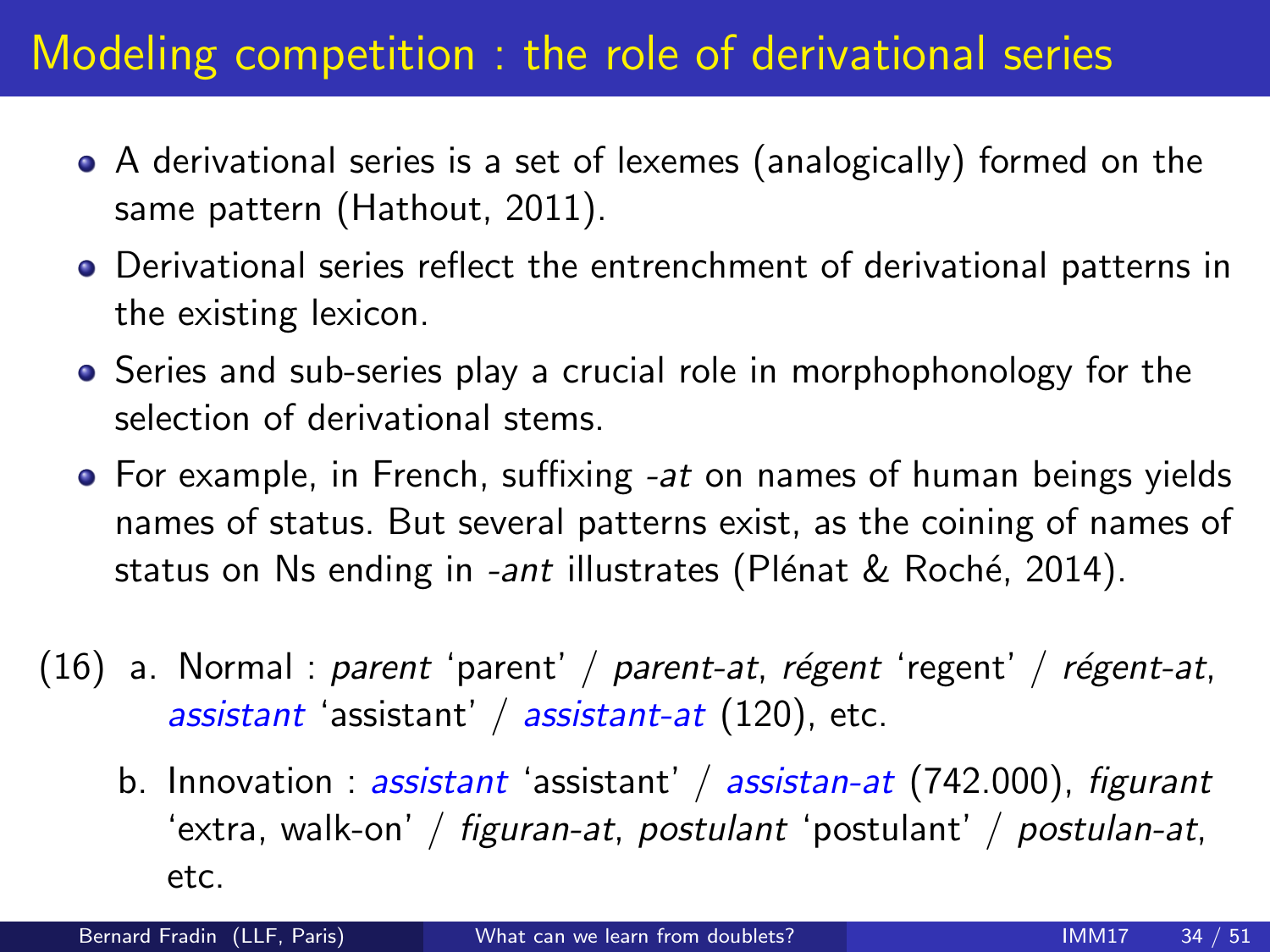# Modeling competition : the role of derivational series

- A derivational series is a set of lexemes (analogically) formed on the same pattern (Hathout, 2011).
- Derivational series reflect the entrenchment of derivational patterns in the existing lexicon.
- Series and sub-series play a crucial role in morphophonology for the selection of derivational stems.
- For example, in French, suffixing *-at* on names of human beings yields names of status. But several patterns exist, as the coining of names of status on Ns ending in *-ant* illustrates (Plénat & Roché, 2014).

(16) a. Normal : *parent* 'parent' / *parent-at*, *régent* 'regent' / *régent-at*, *assistant* 'assistant' / *assistant-at* (120), etc.

b. Innovation : *assistant* 'assistant' / *assistan-at* (742.000), *figurant* 'extra, walk-on' / *figuran-at*, *postulant* 'postulant' / *postulan-at*, etc.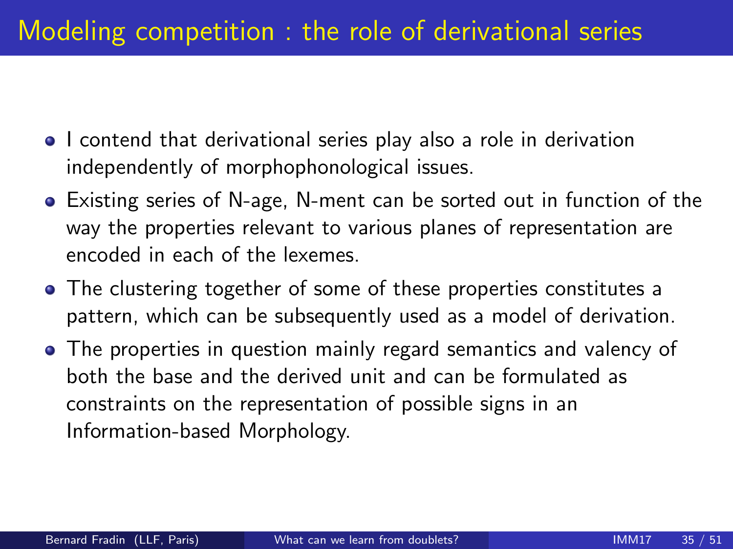# Modeling competition : the role of derivational series

- I contend that derivational series play also a role in derivation independently of morphophonological issues.
- Existing series of N-age, N-ment can be sorted out in function of the way the properties relevant to various planes of representation are encoded in each of the lexemes.
- The clustering together of some of these properties constitutes a pattern, which can be subsequently used as a model of derivation.
- The properties in question mainly regard semantics and valency of both the base and the derived unit and can be formulated as constraints on the representation of possible signs in an Information-based Morphology.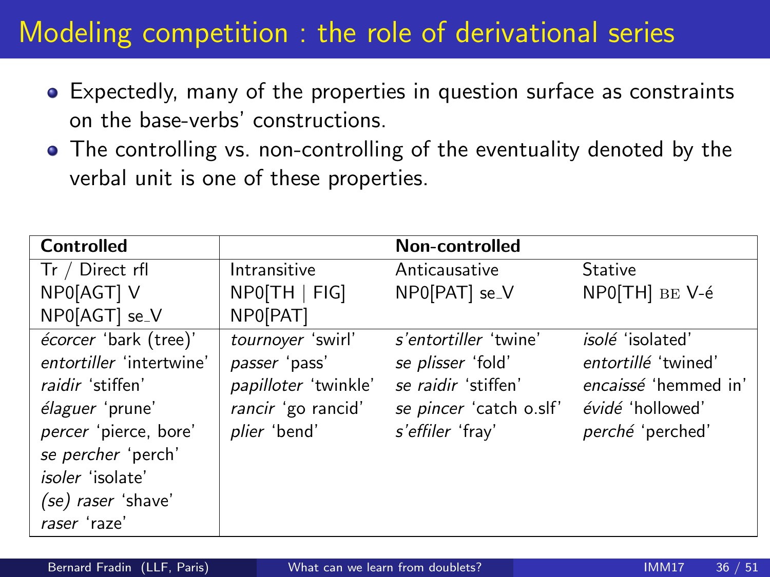# Modeling competition : the role of derivational series

- Expectedly, many of the properties in question surface as constraints on the base-verbs' constructions.
- The controlling vs. non-controlling of the eventuality denoted by the verbal unit is one of these properties.

| **Controlled** | **Non-controlled** | | |
|---|---|---|---|
| Tr / Direct rfl<br>NP0[AGT] V<br>NP0[AGT] se_V | Intransitive<br>NP0[TH \| FIG]<br>NP0[PAT] | Anticausative<br>NP0[PAT] se_V | Stative<br>NP0[TH] BE V-é |
| *écorcer* 'bark (tree)' | *tournoyer* 'swirl' | *s'entortiller* 'twine' | *isolé* 'isolated' |
| *entortiller* 'intertwine' | *passer* 'pass' | *se plisser* 'fold' | *entortillé* 'twined' |
| *raidir* 'stiffen' | *papilloter* 'twinkle' | *se raidir* 'stiffen' | *encaissé* 'hemmed in' |
| *élaguer* 'prune' | *rancir* 'go rancid' | *se pincer* 'catch o.slf' | *évidé* 'hollowed' |
| *percer* 'pierce, bore' | *plier* 'bend' | *s'effiler* 'fray' | *perché* 'perched' |
| *se percher* 'perch' | | | |
| *isoler* 'isolate' | | | |
| *(se) raser* 'shave' | | | |
| *raser* 'raze' | | | |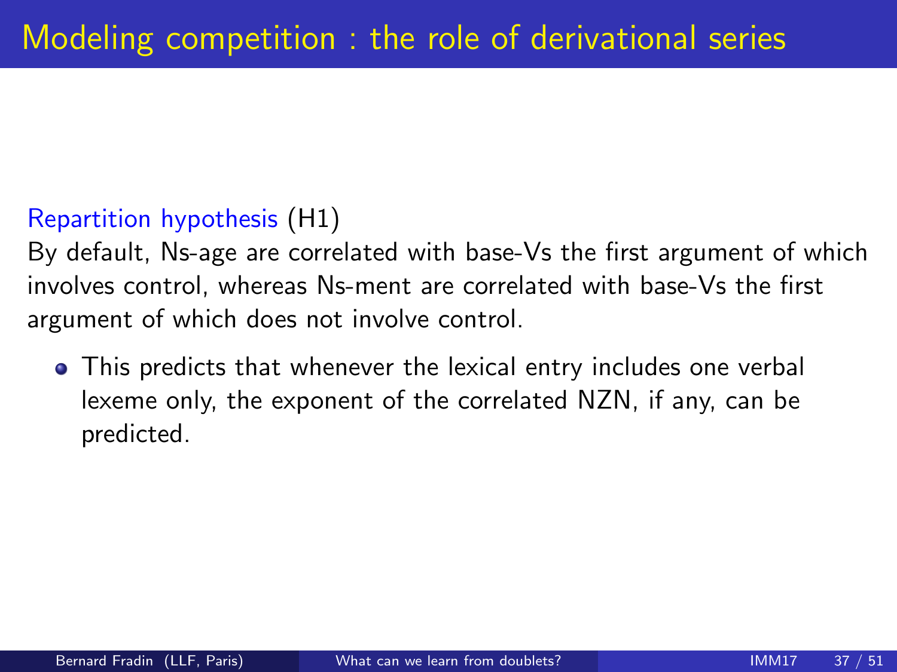# Modeling competition : the role of derivational series

Repartition hypothesis (H1)

By default, Ns-age are correlated with base-Vs the first argument of which involves control, whereas Ns-ment are correlated with base-Vs the first argument of which does not involve control.

- This predicts that whenever the lexical entry includes one verbal lexeme only, the exponent of the correlated NZN, if any, can be predicted.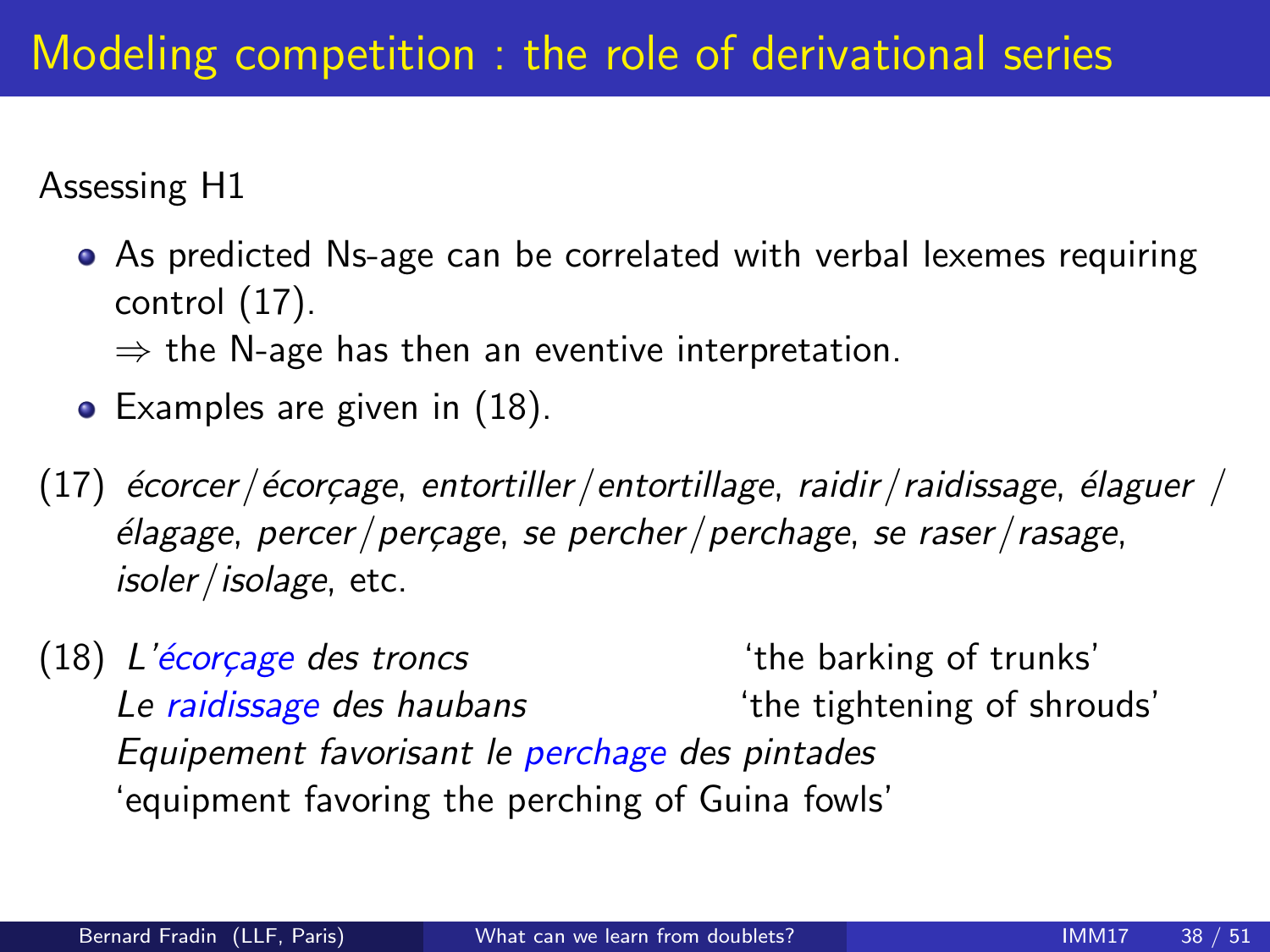# Modeling competition : the role of derivational series

Assessing H1

- As predicted Ns-age can be correlated with verbal lexemes requiring control (17).
  ⇒ the N-age has then an eventive interpretation.
- Examples are given in (18).

(17) *écorcer*/*écorçage*, *entortiller*/*entortillage*, *raidir*/*raidissage*, *élaguer* / *élagage*, *percer*/*perçage*, *se percher*/*perchage*, *se raser*/*rasage*, *isoler*/*isolage*, etc.

(18) *L'écorçage des troncs* 'the barking of trunks'
*Le raidissage des haubans* 'the tightening of shrouds'
*Equipement favorisant le perchage des pintades*
'equipment favoring the perching of Guina fowls'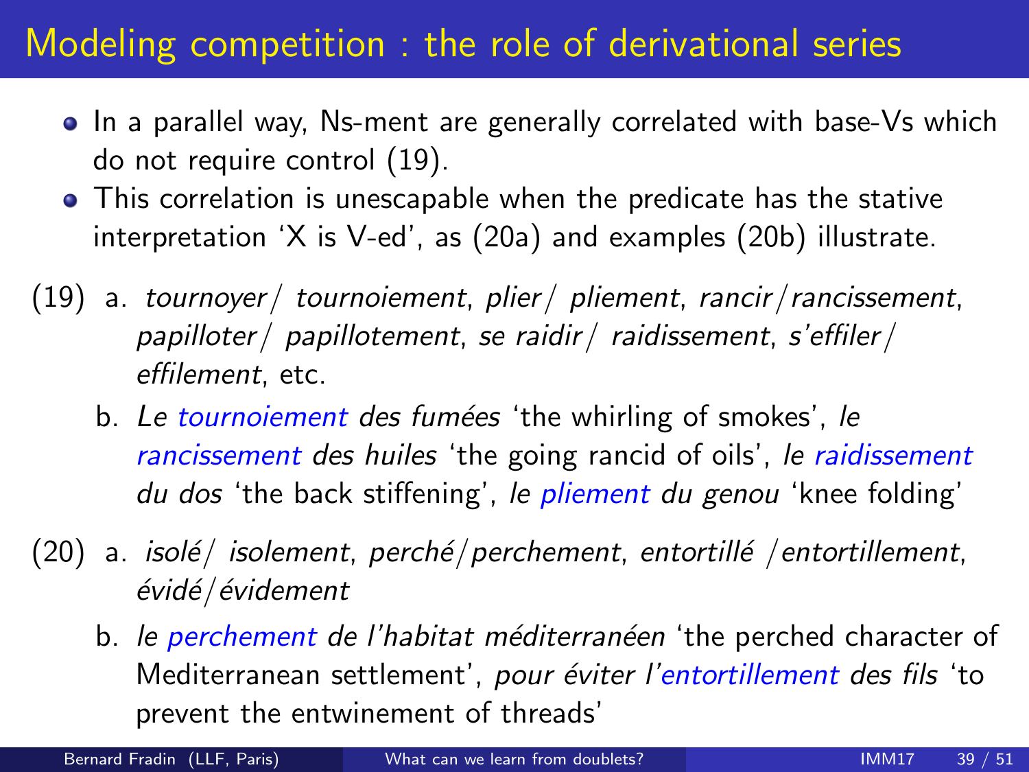# Modeling competition : the role of derivational series

- In a parallel way, Ns-ment are generally correlated with base-Vs which do not require control (19).
- This correlation is unescapable when the predicate has the stative interpretation 'X is V-ed', as (20a) and examples (20b) illustrate.

(19) a. *tournoyer*/ *tournoiement*, *plier*/ *pliement*, *rancir*/*rancissement*, *papilloter*/ *papillotement*, *se raidir*/ *raidissement*, *s'effiler*/ *effilement*, etc.

b. *Le tournoiement des fumées* 'the whirling of smokes', *le rancissement des huiles* 'the going rancid of oils', *le raidissement du dos* 'the back stiffening', *le pliement du genou* 'knee folding'

(20) a. *isolé*/ *isolement*, *perché*/*perchement*, *entortillé* /*entortillement*, *évidé*/*évidement*

b. *le perchement de l'habitat méditerranéen* 'the perched character of Mediterranean settlement', *pour éviter l'entortillement des fils* 'to prevent the entwinement of threads'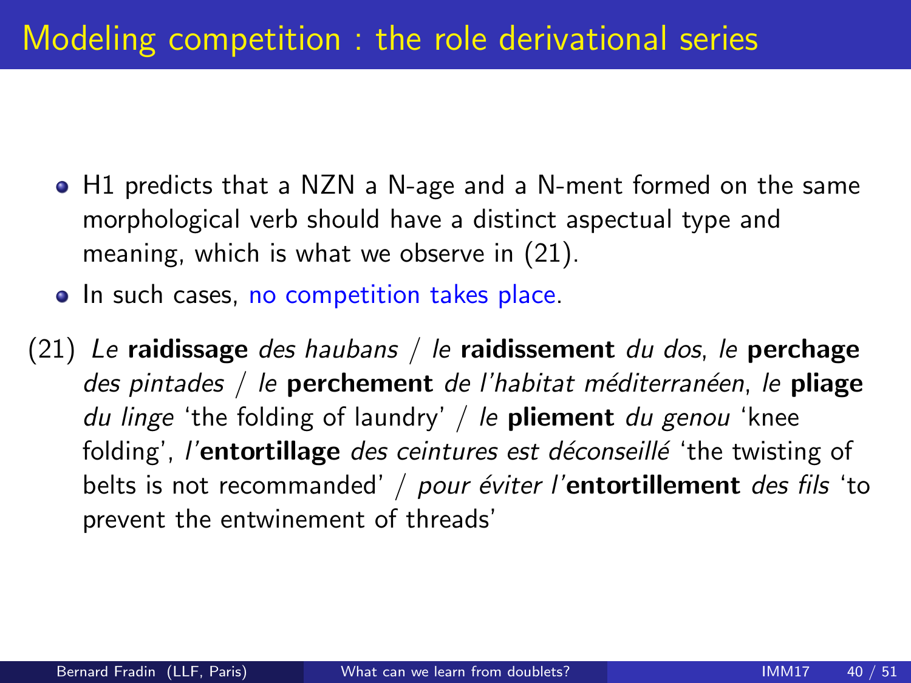# Modeling competition : the role derivational series

- H1 predicts that a NZN a N-age and a N-ment formed on the same morphological verb should have a distinct aspectual type and meaning, which is what we observe in (21).
- In such cases, no competition takes place.

(21) *Le* **raidissage** *des haubans* / *le* **raidissement** *du dos*, *le* **perchage** *des pintades* / *le* **perchement** *de l'habitat méditerranéen*, *le* **pliage** *du linge* 'the folding of laundry' / *le* **pliement** *du genou* 'knee folding', *l'***entortillage** *des ceintures est déconseillé* 'the twisting of belts is not recommanded' / *pour éviter l'***entortillement** *des fils* 'to prevent the entwinement of threads'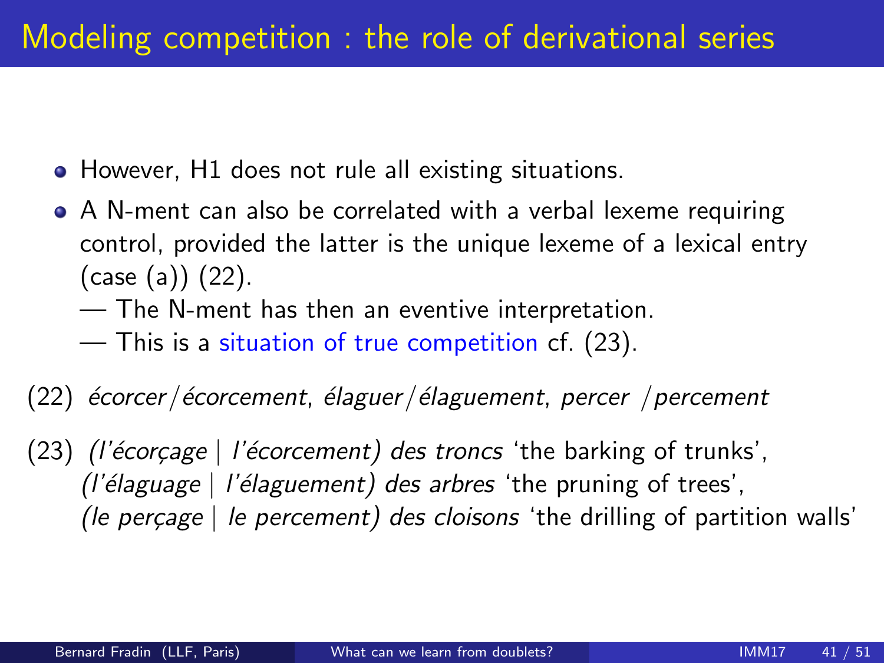# Modeling competition : the role of derivational series

- However, H1 does not rule all existing situations.
- A N-ment can also be correlated with a verbal lexeme requiring control, provided the latter is the unique lexeme of a lexical entry (case (a)) (22).
  — The N-ment has then an eventive interpretation.
  — This is a situation of true competition cf. (23).

(22) *écorcer/écorcement*, *élaguer/élaguement*, *percer /percement*

(23) *(l'écorçage | l'écorcement) des troncs* 'the barking of trunks',
*(l'élaguage | l'élaguement) des arbres* 'the pruning of trees',
*(le perçage | le percement) des cloisons* 'the drilling of partition walls'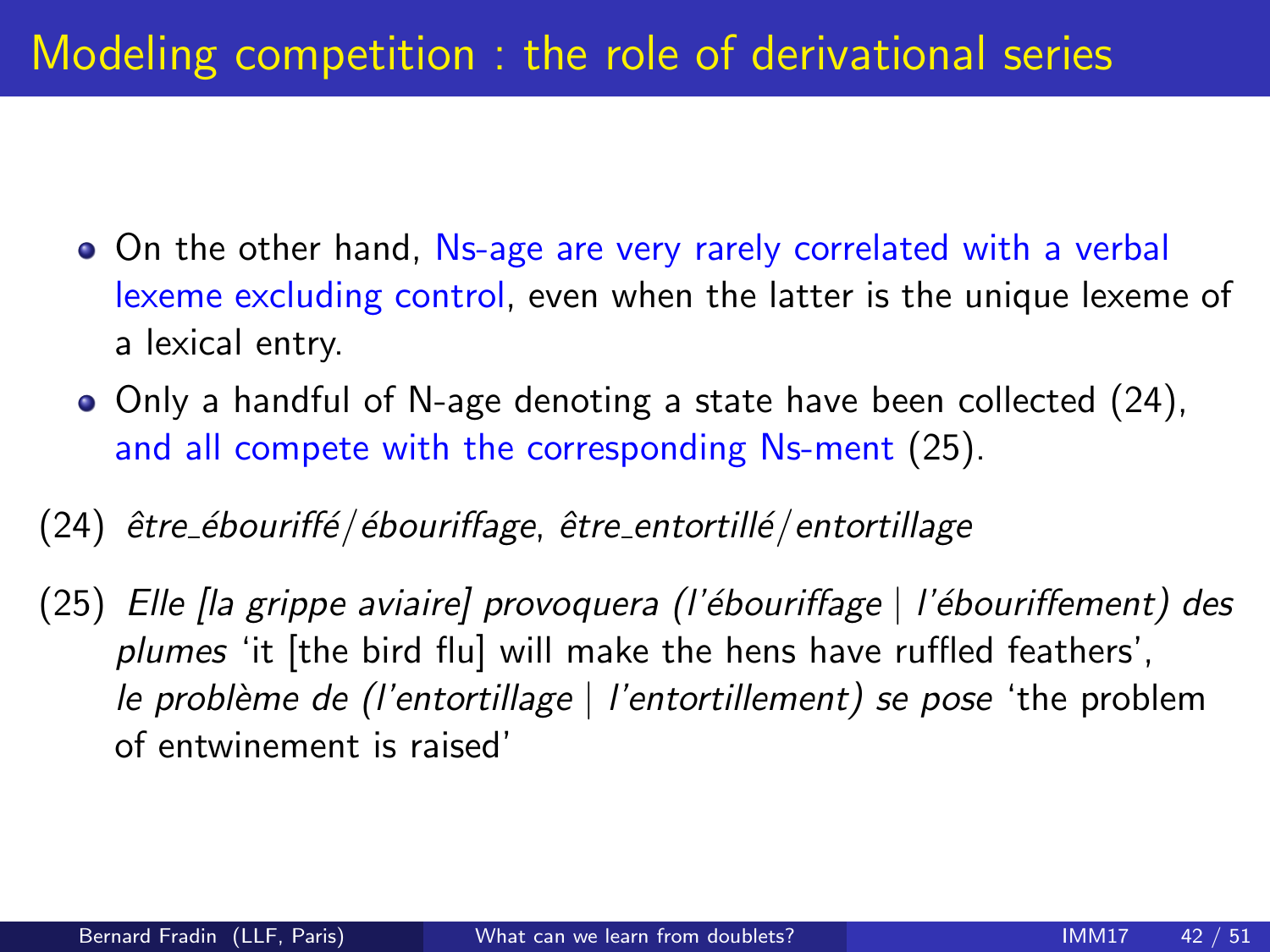# Modeling competition : the role of derivational series

- On the other hand, Ns-age are very rarely correlated with a verbal lexeme excluding control, even when the latter is the unique lexeme of a lexical entry.
- Only a handful of N-age denoting a state have been collected (24), and all compete with the corresponding Ns-ment (25).

(24) *être_ébouriffé/ébouriffage*, *être_entortillé/entortillage*

(25) *Elle [la grippe aviaire] provoquera (l'ébouriffage | l'ébouriffement) des plumes* 'it [the bird flu] will make the hens have ruffled feathers', *le problème de (l'entortillage | l'entortillement) se pose* 'the problem of entwinement is raised'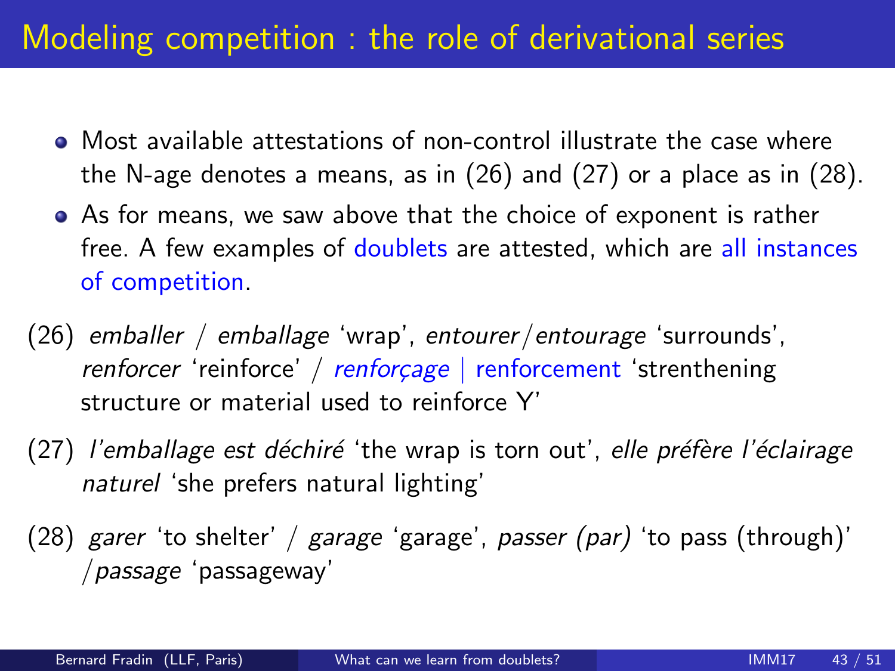# Modeling competition : the role of derivational series

- Most available attestations of non-control illustrate the case where the N-age denotes a means, as in (26) and (27) or a place as in (28).
- As for means, we saw above that the choice of exponent is rather free. A few examples of doublets are attested, which are all instances of competition.

(26) *emballer* / *emballage* 'wrap', *entourer*/*entourage* 'surrounds', *renforcer* 'reinforce' / *renforçage* | renforcement 'strenthening structure or material used to reinforce Y'

(27) *l'emballage est déchiré* 'the wrap is torn out', *elle préfère l'éclairage naturel* 'she prefers natural lighting'

(28) *garer* 'to shelter' / *garage* 'garage', *passer (par)* 'to pass (through)' /*passage* 'passageway'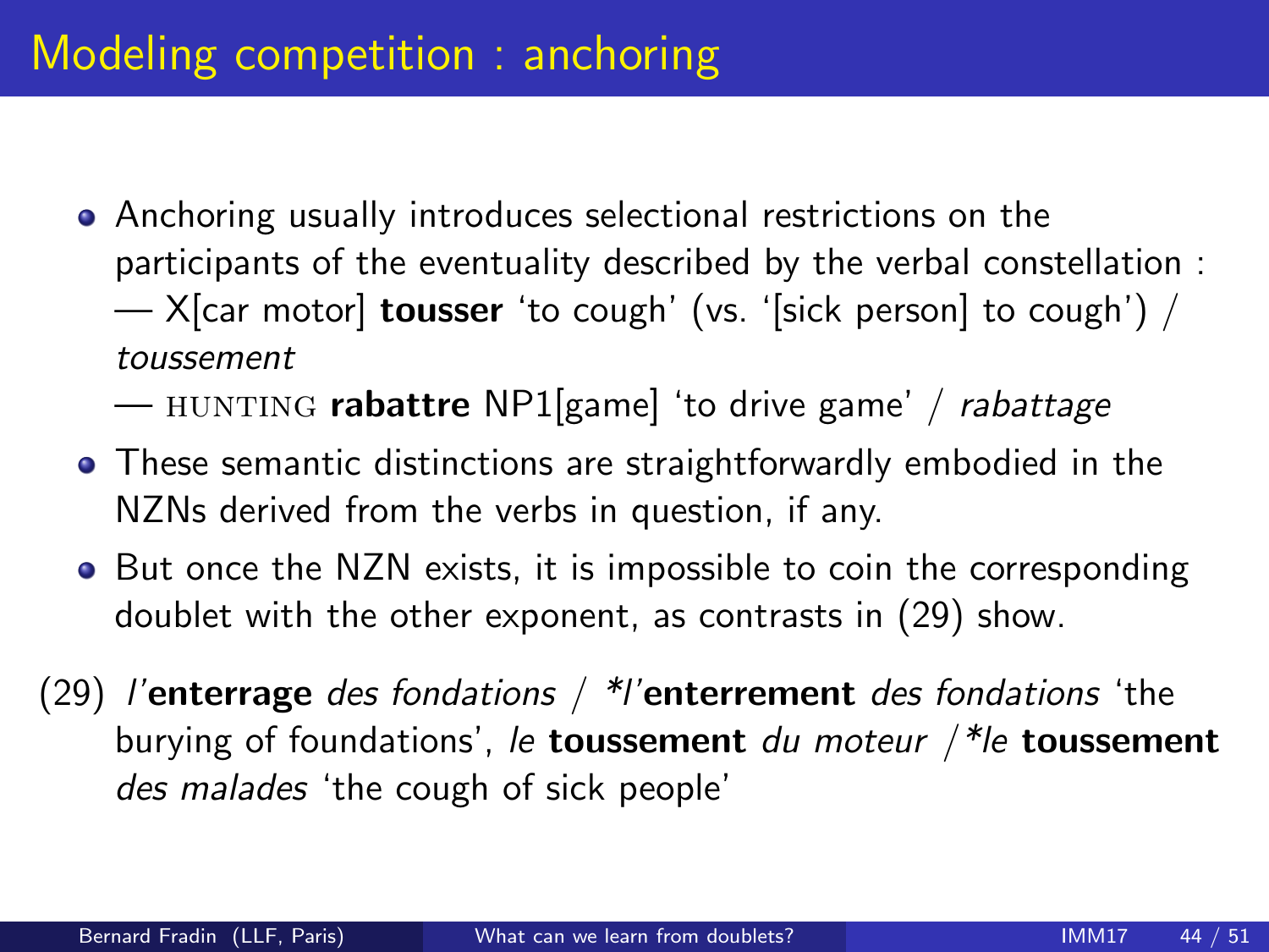# Modeling competition : anchoring

- Anchoring usually introduces selectional restrictions on the participants of the eventuality described by the verbal constellation :
  — X[car motor] **tousser** 'to cough' (vs. '[sick person] to cough') / *toussement*
  — HUNTING **rabattre** NP1[game] 'to drive game' / *rabattage*
- These semantic distinctions are straightforwardly embodied in the NZNs derived from the verbs in question, if any.
- But once the NZN exists, it is impossible to coin the corresponding doublet with the other exponent, as contrasts in (29) show.

(29) *l'***enterrage** *des fondations* / *\*l'***enterrement** *des fondations* 'the burying of foundations', *le* **toussement** *du moteur* /*\*le* **toussement** *des malades* 'the cough of sick people'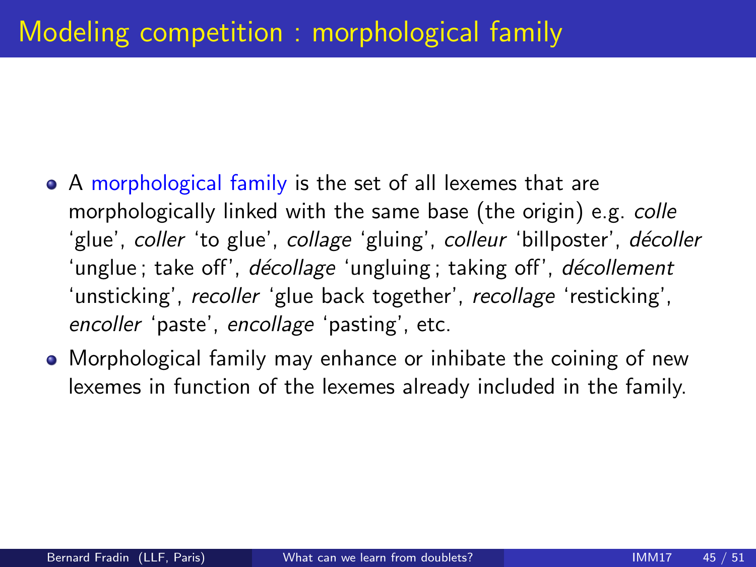# Modeling competition : morphological family

- A morphological family is the set of all lexemes that are morphologically linked with the same base (the origin) e.g. *colle* 'glue', *coller* 'to glue', *collage* 'gluing', *colleur* 'billposter', *décoller* 'unglue ; take off', *décollage* 'ungluing ; taking off', *décollement* 'unsticking', *recoller* 'glue back together', *recollage* 'resticking', *encoller* 'paste', *encollage* 'pasting', etc.
- Morphological family may enhance or inhibate the coining of new lexemes in function of the lexemes already included in the family.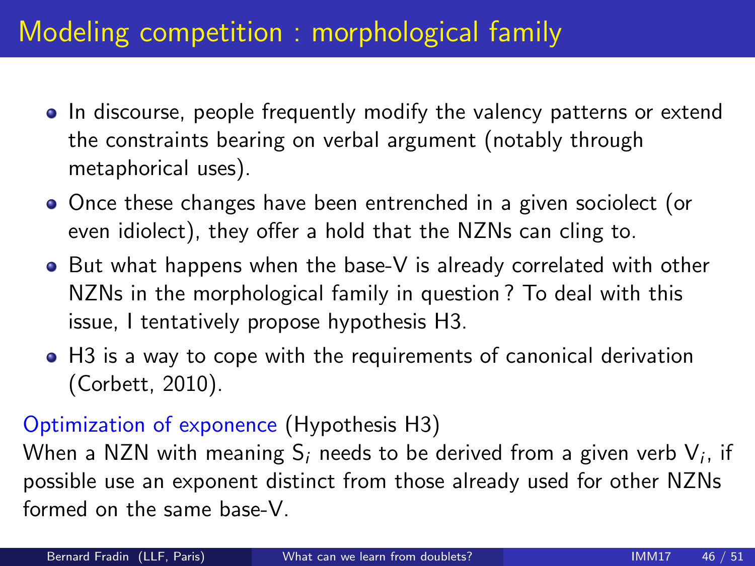# Modeling competition : morphological family

- In discourse, people frequently modify the valency patterns or extend the constraints bearing on verbal argument (notably through metaphorical uses).
- Once these changes have been entrenched in a given sociolect (or even idiolect), they offer a hold that the NZNs can cling to.
- But what happens when the base-V is already correlated with other NZNs in the morphological family in question ? To deal with this issue, I tentatively propose hypothesis H3.
- H3 is a way to cope with the requirements of canonical derivation (Corbett, 2010).

Optimization of exponence (Hypothesis H3)
When a NZN with meaning $S_i$ needs to be derived from a given verb $V_i$, if possible use an exponent distinct from those already used for other NZNs formed on the same base-V.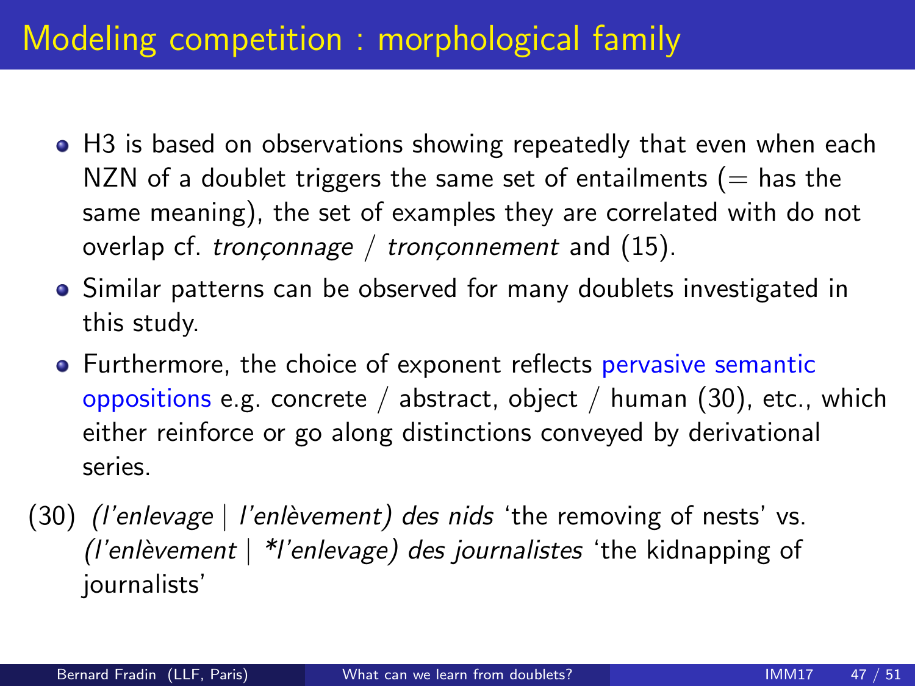# Modeling competition : morphological family

- H3 is based on observations showing repeatedly that even when each NZN of a doublet triggers the same set of entailments (= has the same meaning), the set of examples they are correlated with do not overlap cf. *tronçonnage* / *tronçonnement* and (15).
- Similar patterns can be observed for many doublets investigated in this study.
- Furthermore, the choice of exponent reflects pervasive semantic oppositions e.g. concrete / abstract, object / human (30), etc., which either reinforce or go along distinctions conveyed by derivational series.

(30) *(l'enlevage | l'enlèvement) des nids* 'the removing of nests' vs. *(l'enlèvement | *l'enlevage) des journalistes* 'the kidnapping of journalists'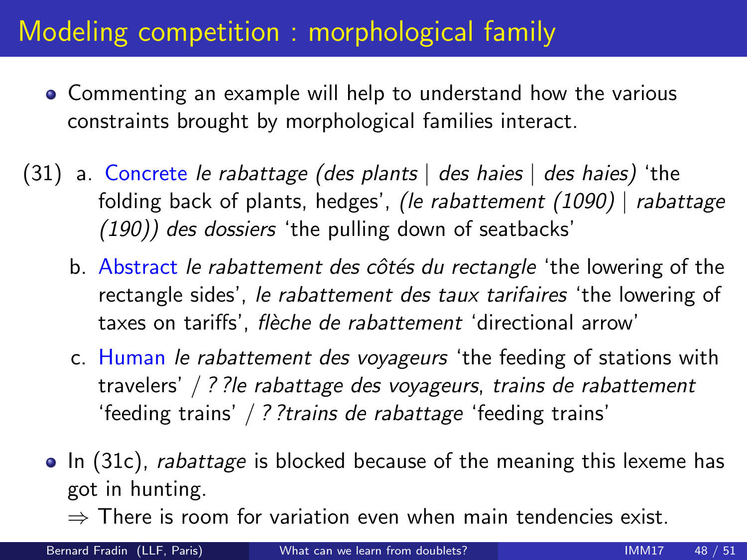# Modeling competition : morphological family

- Commenting an example will help to understand how the various constraints brought by morphological families interact.

(31) a. Concrete *le rabattage (des plants | des haies | des haies)* 'the folding back of plants, hedges', *(le rabattement (1090) | rabattage (190)) des dossiers* 'the pulling down of seatbacks'

b. Abstract *le rabattement des côtés du rectangle* 'the lowering of the rectangle sides', *le rabattement des taux tarifaires* 'the lowering of taxes on tariffs', *flèche de rabattement* 'directional arrow'

c. Human *le rabattement des voyageurs* 'the feeding of stations with travelers' / *? ?le rabattage des voyageurs*, *trains de rabattement* 'feeding trains' / *? ?trains de rabattage* 'feeding trains'

- In (31c), *rabattage* is blocked because of the meaning this lexeme has got in hunting.

  ⇒ There is room for variation even when main tendencies exist.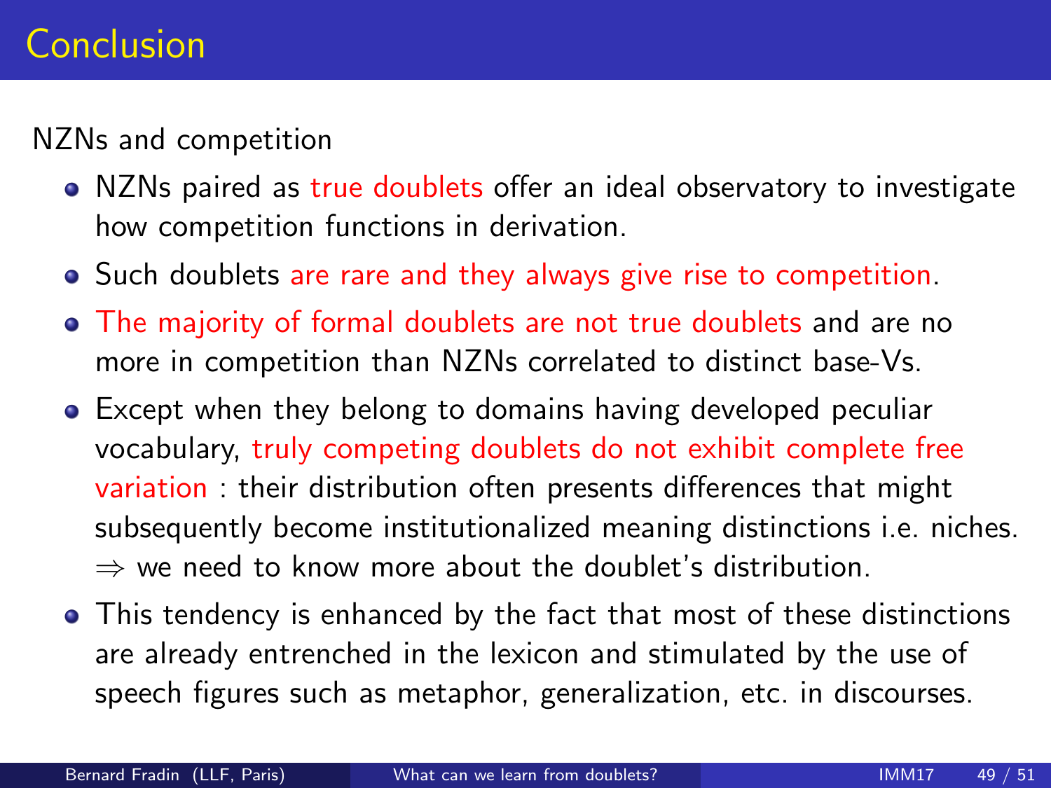# Conclusion

NZNs and competition

- NZNs paired as true doublets offer an ideal observatory to investigate how competition functions in derivation.
- Such doublets are rare and they always give rise to competition.
- The majority of formal doublets are not true doublets and are no more in competition than NZNs correlated to distinct base-Vs.
- Except when they belong to domains having developed peculiar vocabulary, truly competing doublets do not exhibit complete free variation : their distribution often presents differences that might subsequently become institutionalized meaning distinctions i.e. niches. $\Rightarrow$ we need to know more about the doublet's distribution.
- This tendency is enhanced by the fact that most of these distinctions are already entrenched in the lexicon and stimulated by the use of speech figures such as metaphor, generalization, etc. in discourses.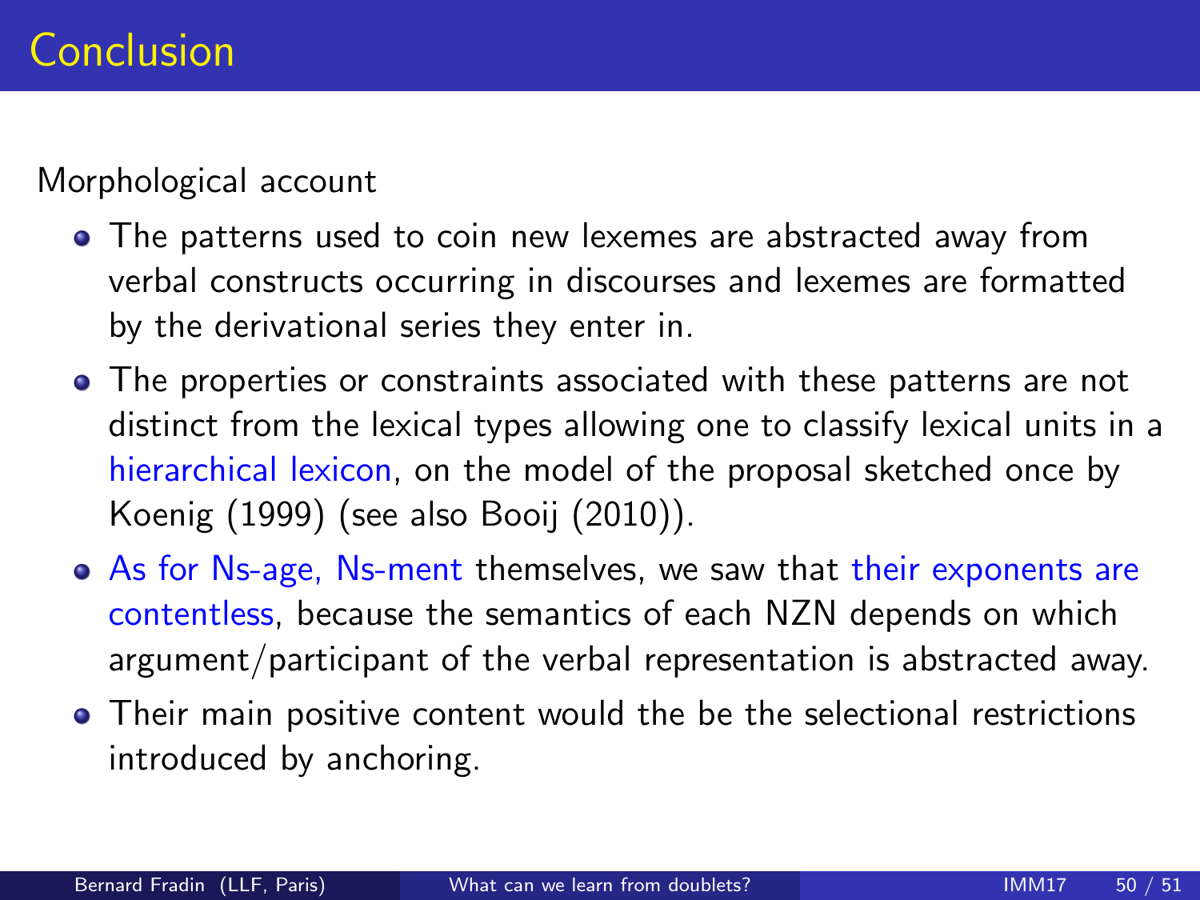# Conclusion

Morphological account

- The patterns used to coin new lexemes are abstracted away from verbal constructs occurring in discourses and lexemes are formatted by the derivational series they enter in.
- The properties or constraints associated with these patterns are not distinct from the lexical types allowing one to classify lexical units in a hierarchical lexicon, on the model of the proposal sketched once by Koenig (1999) (see also Booij (2010)).
- As for Ns-age, Ns-ment themselves, we saw that their exponents are contentless, because the semantics of each NZN depends on which argument/participant of the verbal representation is abstracted away.
- Their main positive content would the be the selectional restrictions introduced by anchoring.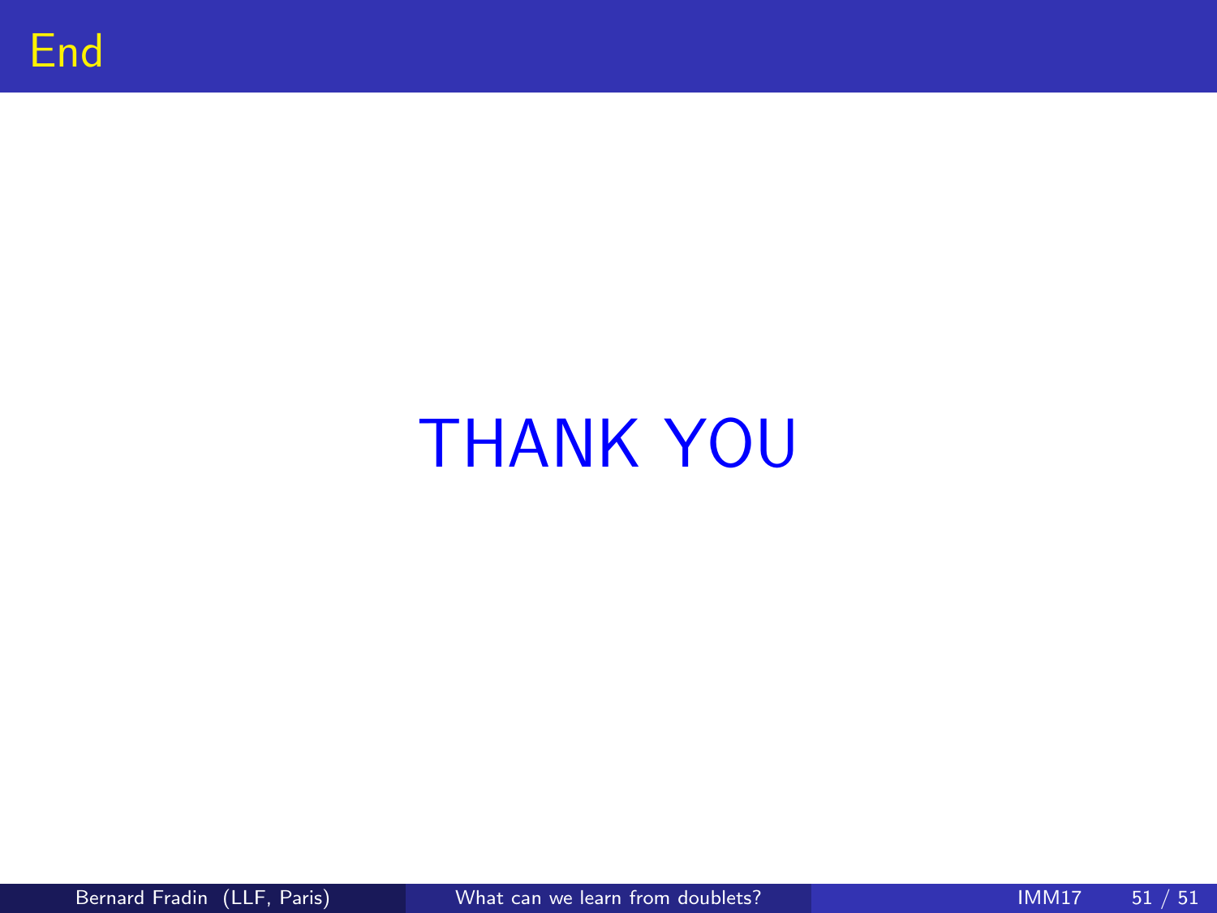# End

THANK YOU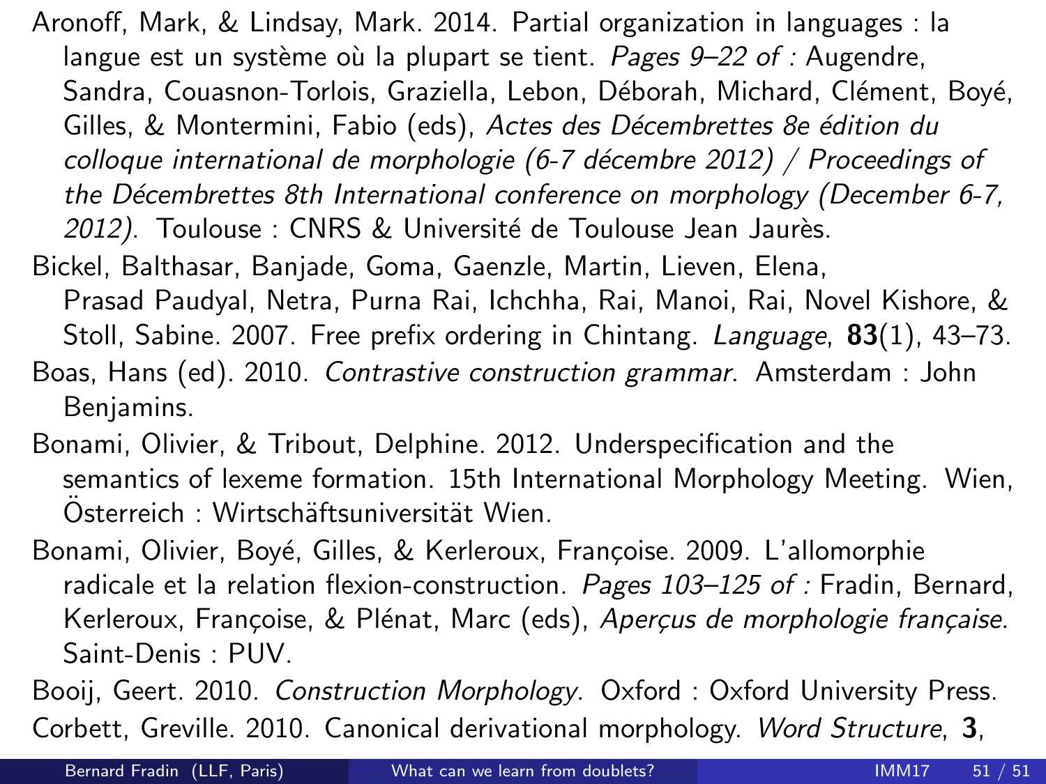Aronoff, Mark, & Lindsay, Mark. 2014. Partial organization in languages : la langue est un système où la plupart se tient. *Pages 9–22 of :* Augendre, Sandra, Couasnon-Torlois, Graziella, Lebon, Déborah, Michard, Clément, Boyé, Gilles, & Montermini, Fabio (eds), *Actes des Décembrettes 8e édition du colloque international de morphologie (6-7 décembre 2012) / Proceedings of the Décembrettes 8th International conference on morphology (December 6-7, 2012)*. Toulouse : CNRS & Université de Toulouse Jean Jaurès.

Bickel, Balthasar, Banjade, Goma, Gaenzle, Martin, Lieven, Elena, Prasad Paudyal, Netra, Purna Rai, Ichchha, Rai, Manoi, Rai, Novel Kishore, & Stoll, Sabine. 2007. Free prefix ordering in Chintang. *Language*, **83**(1), 43–73.

Boas, Hans (ed). 2010. *Contrastive construction grammar*. Amsterdam : John Benjamins.

Bonami, Olivier, & Tribout, Delphine. 2012. Underspecification and the semantics of lexeme formation. 15th International Morphology Meeting. Wien, Österreich : Wirtschäftsuniversität Wien.

Bonami, Olivier, Boyé, Gilles, & Kerleroux, Françoise. 2009. L'allomorphie radicale et la relation flexion-construction. *Pages 103–125 of :* Fradin, Bernard, Kerleroux, Françoise, & Plénat, Marc (eds), *Aperçus de morphologie française*. Saint-Denis : PUV.

Booij, Geert. 2010. *Construction Morphology*. Oxford : Oxford University Press.

Corbett, Greville. 2010. Canonical derivational morphology. *Word Structure*, **3**,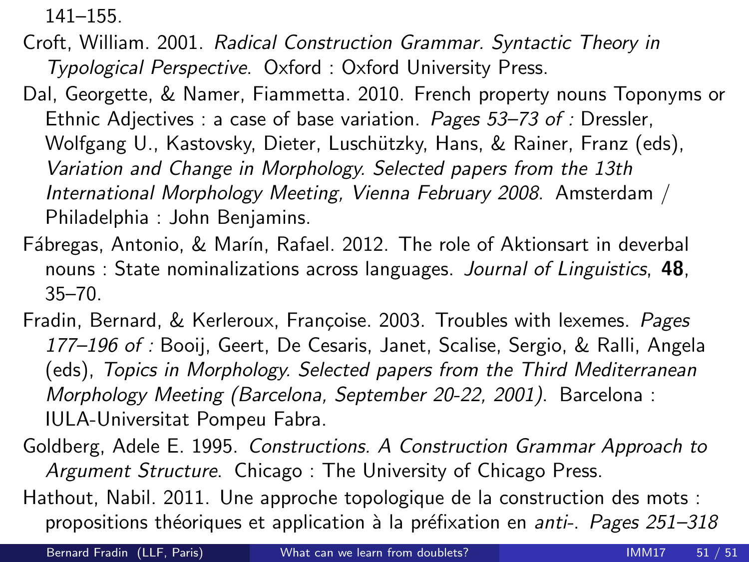141–155.

Croft, William. 2001. *Radical Construction Grammar. Syntactic Theory in Typological Perspective*. Oxford : Oxford University Press.

Dal, Georgette, & Namer, Fiammetta. 2010. French property nouns Toponyms or Ethnic Adjectives : a case of base variation. *Pages 53–73 of :* Dressler, Wolfgang U., Kastovsky, Dieter, Luschützky, Hans, & Rainer, Franz (eds), *Variation and Change in Morphology. Selected papers from the 13th International Morphology Meeting, Vienna February 2008*. Amsterdam / Philadelphia : John Benjamins.

Fábregas, Antonio, & Marín, Rafael. 2012. The role of Aktionsart in deverbal nouns : State nominalizations across languages. *Journal of Linguistics*, **48**, 35–70.

Fradin, Bernard, & Kerleroux, Françoise. 2003. Troubles with lexemes. *Pages 177–196 of :* Booij, Geert, De Cesaris, Janet, Scalise, Sergio, & Ralli, Angela (eds), *Topics in Morphology. Selected papers from the Third Mediterranean Morphology Meeting (Barcelona, September 20-22, 2001)*. Barcelona : IULA-Universitat Pompeu Fabra.

Goldberg, Adele E. 1995. *Constructions. A Construction Grammar Approach to Argument Structure*. Chicago : The University of Chicago Press.

Hathout, Nabil. 2011. Une approche topologique de la construction des mots : propositions théoriques et application à la préfixation en *anti-*. *Pages 251–318*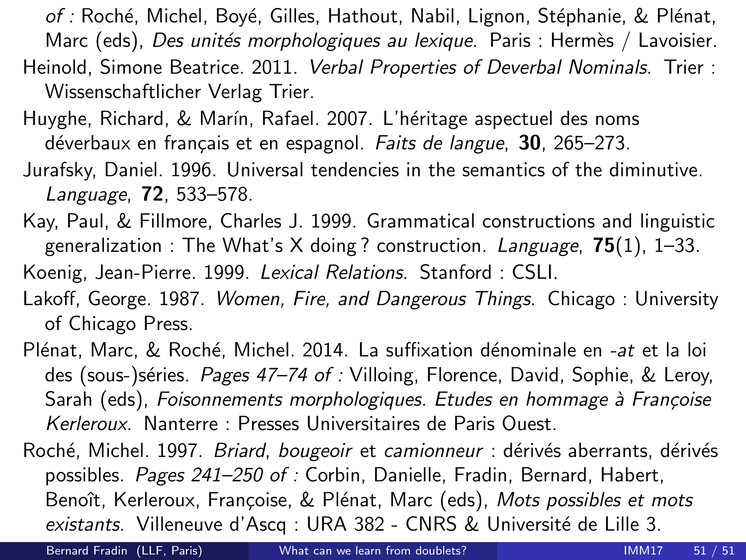*of :* Roché, Michel, Boyé, Gilles, Hathout, Nabil, Lignon, Stéphanie, & Plénat, Marc (eds), *Des unités morphologiques au lexique*. Paris : Hermès / Lavoisier.

Heinold, Simone Beatrice. 2011. *Verbal Properties of Deverbal Nominals*. Trier : Wissenschaftlicher Verlag Trier.

Huyghe, Richard, & Marín, Rafael. 2007. L'héritage aspectuel des noms déverbaux en français et en espagnol. *Faits de langue*, **30**, 265–273.

Jurafsky, Daniel. 1996. Universal tendencies in the semantics of the diminutive. *Language*, **72**, 533–578.

Kay, Paul, & Fillmore, Charles J. 1999. Grammatical constructions and linguistic generalization : The What's X doing ? construction. *Language*, **75**(1), 1–33.

Koenig, Jean-Pierre. 1999. *Lexical Relations*. Stanford : CSLI.

Lakoff, George. 1987. *Women, Fire, and Dangerous Things*. Chicago : University of Chicago Press.

Plénat, Marc, & Roché, Michel. 2014. La suffixation dénominale en *-at* et la loi des (sous-)séries. *Pages 47–74 of :* Villoing, Florence, David, Sophie, & Leroy, Sarah (eds), *Foisonnements morphologiques. Etudes en hommage à Françoise Kerleroux*. Nanterre : Presses Universitaires de Paris Ouest.

Roché, Michel. 1997. *Briard*, *bougeoir* et *camionneur* : dérivés aberrants, dérivés possibles. *Pages 241–250 of :* Corbin, Danielle, Fradin, Bernard, Habert, Benoît, Kerleroux, Françoise, & Plénat, Marc (eds), *Mots possibles et mots existants*. Villeneuve d'Ascq : URA 382 - CNRS & Université de Lille 3.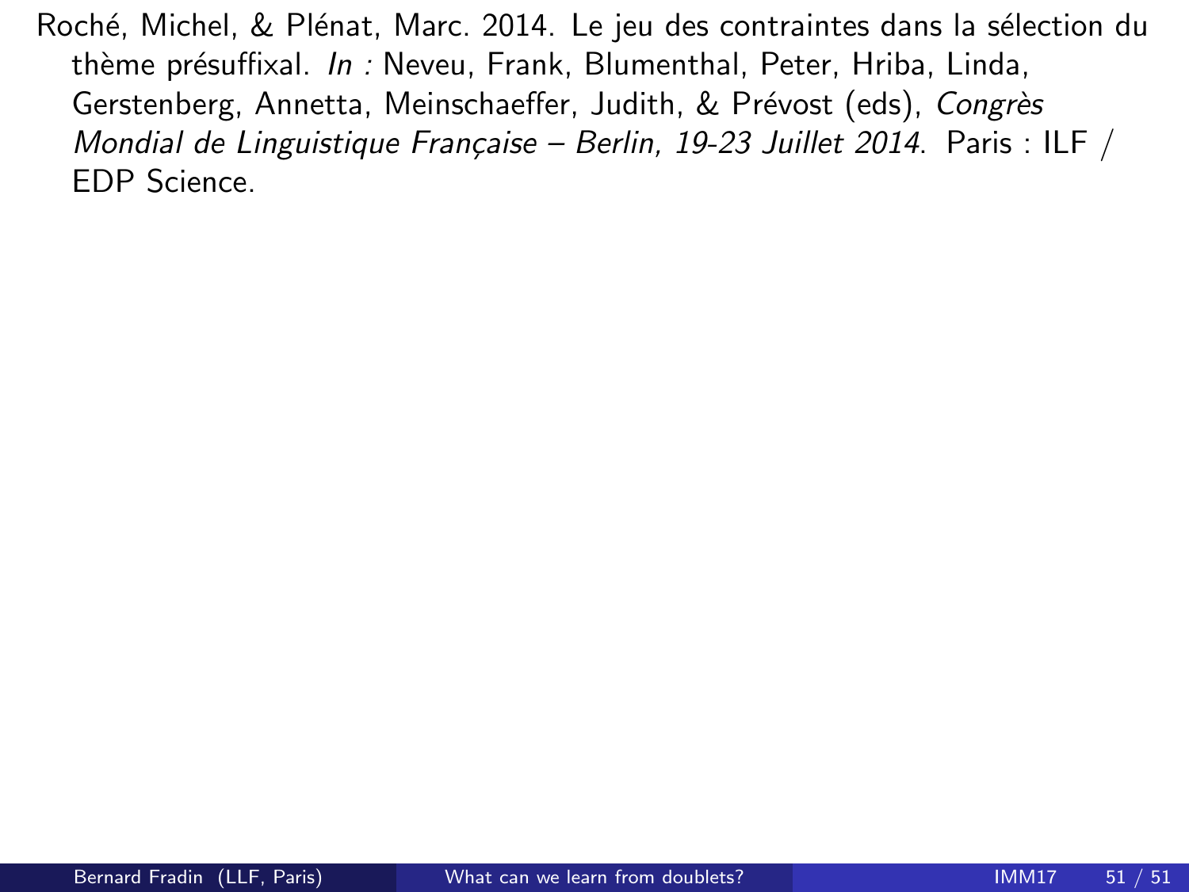Roché, Michel, & Plénat, Marc. 2014. Le jeu des contraintes dans la sélection du thème présuffixal. *In :* Neveu, Frank, Blumenthal, Peter, Hriba, Linda, Gerstenberg, Annetta, Meinschaeffer, Judith, & Prévost (eds), *Congrès Mondial de Linguistique Française – Berlin, 19-23 Juillet 2014*. Paris : ILF / EDP Science.